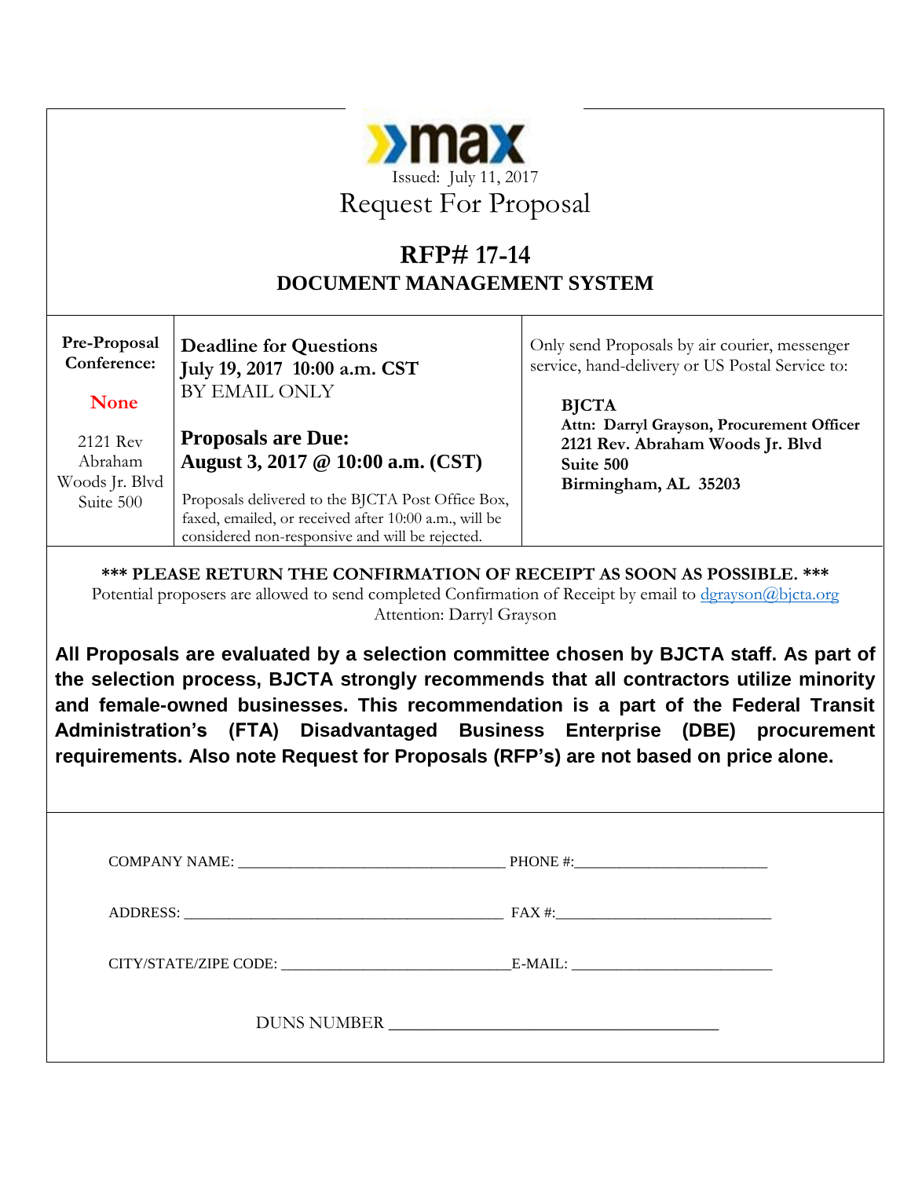max

Issued: July 11, 2017

# Request For Proposal

## RFP# 17-14
## DOCUMENT MANAGEMENT SYSTEM

| Pre-Proposal Conference: | Deadline for Questions | Only send Proposals by air courier, messenger service, hand-delivery or US Postal Service to: |
|---|---|---|
| **None** | **July 19, 2017 10:00 a.m. CST** BY EMAIL ONLY | **BJCTA** **Attn: Darryl Grayson, Procurement Officer** **2121 Rev. Abraham Woods Jr. Blvd** **Suite 500** **Birmingham, AL 35203** |
| 2121 Rev Abraham Woods Jr. Blvd Suite 500 | **Proposals are Due: August 3, 2017 @ 10:00 a.m. (CST)** Proposals delivered to the BJCTA Post Office Box, faxed, emailed, or received after 10:00 a.m., will be considered non-responsive and will be rejected. | |

**\*\*\* PLEASE RETURN THE CONFIRMATION OF RECEIPT AS SOON AS POSSIBLE. \*\*\***

Potential proposers are allowed to send completed Confirmation of Receipt by email to dgrayson@bjcta.org
Attention: Darryl Grayson

**All Proposals are evaluated by a selection committee chosen by BJCTA staff. As part of the selection process, BJCTA strongly recommends that all contractors utilize minority and female-owned businesses. This recommendation is a part of the Federal Transit Administration's (FTA) Disadvantaged Business Enterprise (DBE) procurement requirements. Also note Request for Proposals (RFP's) are not based on price alone.**

COMPANY NAME: ________________________________ PHONE #:________________________

ADDRESS: ________________________________________ FAX #:___________________________

CITY/STATE/ZIPE CODE: ____________________________E-MAIL: _________________________

DUNS NUMBER ______________________________________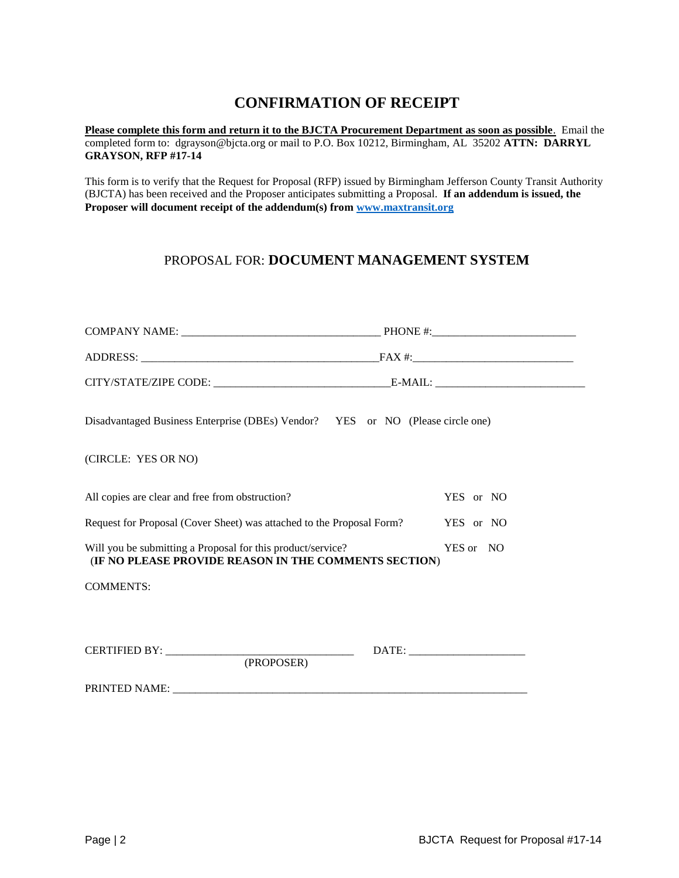# CONFIRMATION OF RECEIPT

**Please complete this form and return it to the BJCTA Procurement Department as soon as possible**. Email the completed form to: dgrayson@bjcta.org or mail to P.O. Box 10212, Birmingham, AL 35202 **ATTN: DARRYL GRAYSON, RFP #17-14**

This form is to verify that the Request for Proposal (RFP) issued by Birmingham Jefferson County Transit Authority (BJCTA) has been received and the Proposer anticipates submitting a Proposal. **If an addendum is issued, the Proposer will document receipt of the addendum(s) from [www.maxtransit.org](http://www.maxtransit.org)**

PROPOSAL FOR: **DOCUMENT MANAGEMENT SYSTEM**

COMPANY NAME: ___________________________________ PHONE #:_________________________

ADDRESS: __________________________________________FAX #:_____________________________

CITY/STATE/ZIPE CODE: _______________________________E-MAIL: ___________________________

Disadvantaged Business Enterprise (DBEs) Vendor? YES or NO (Please circle one)

(CIRCLE: YES OR NO)

All copies are clear and free from obstruction? YES or NO

Request for Proposal (Cover Sheet) was attached to the Proposal Form? YES or NO

Will you be submitting a Proposal for this product/service? YES or NO
(**IF NO PLEASE PROVIDE REASON IN THE COMMENTS SECTION**)

COMMENTS:

CERTIFIED BY: _________________________________ DATE: ____________________
(PROPOSER)

PRINTED NAME: _______________________________________________________________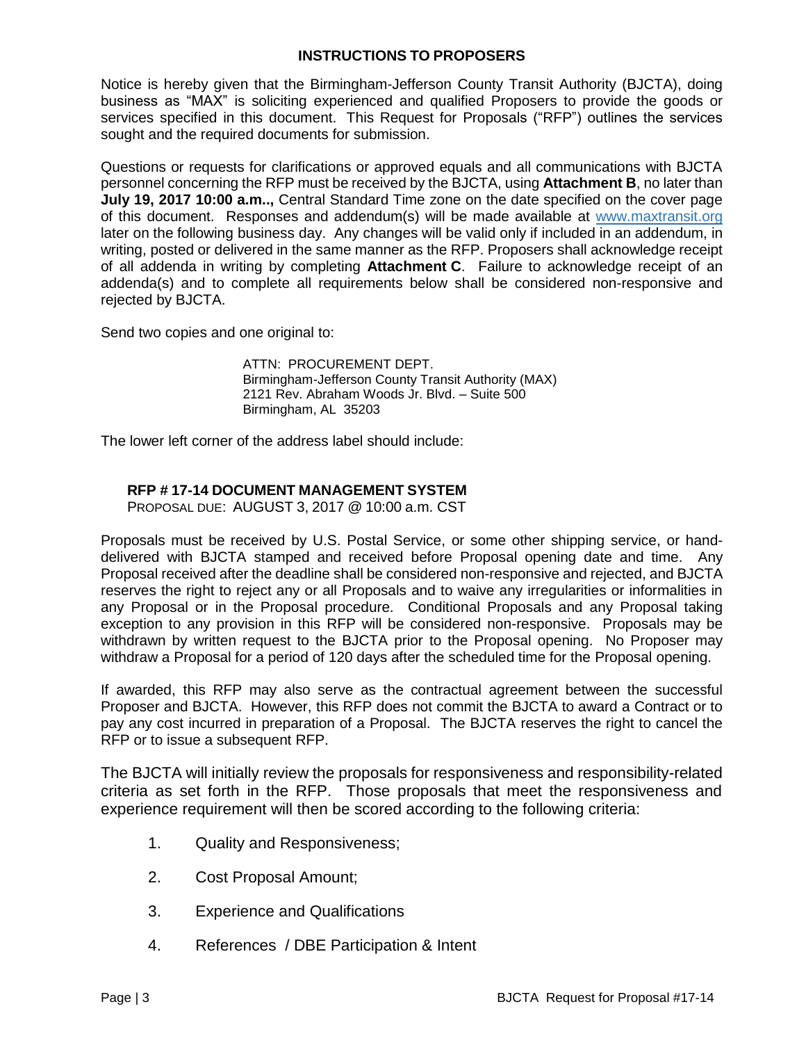## INSTRUCTIONS TO PROPOSERS

Notice is hereby given that the Birmingham-Jefferson County Transit Authority (BJCTA), doing business as "MAX" is soliciting experienced and qualified Proposers to provide the goods or services specified in this document. This Request for Proposals ("RFP") outlines the services sought and the required documents for submission.

Questions or requests for clarifications or approved equals and all communications with BJCTA personnel concerning the RFP must be received by the BJCTA, using **Attachment B**, no later than **July 19, 2017 10:00 a.m..,** Central Standard Time zone on the date specified on the cover page of this document. Responses and addendum(s) will be made available at www.maxtransit.org later on the following business day. Any changes will be valid only if included in an addendum, in writing, posted or delivered in the same manner as the RFP. Proposers shall acknowledge receipt of all addenda in writing by completing **Attachment C**. Failure to acknowledge receipt of an addenda(s) and to complete all requirements below shall be considered non-responsive and rejected by BJCTA.

Send two copies and one original to:

ATTN: PROCUREMENT DEPT.
Birmingham-Jefferson County Transit Authority (MAX)
2121 Rev. Abraham Woods Jr. Blvd. – Suite 500
Birmingham, AL 35203

The lower left corner of the address label should include:

**RFP # 17-14 DOCUMENT MANAGEMENT SYSTEM**
PROPOSAL DUE: AUGUST 3, 2017 @ 10:00 a.m. CST

Proposals must be received by U.S. Postal Service, or some other shipping service, or hand-delivered with BJCTA stamped and received before Proposal opening date and time. Any Proposal received after the deadline shall be considered non-responsive and rejected, and BJCTA reserves the right to reject any or all Proposals and to waive any irregularities or informalities in any Proposal or in the Proposal procedure. Conditional Proposals and any Proposal taking exception to any provision in this RFP will be considered non-responsive. Proposals may be withdrawn by written request to the BJCTA prior to the Proposal opening. No Proposer may withdraw a Proposal for a period of 120 days after the scheduled time for the Proposal opening.

If awarded, this RFP may also serve as the contractual agreement between the successful Proposer and BJCTA. However, this RFP does not commit the BJCTA to award a Contract or to pay any cost incurred in preparation of a Proposal. The BJCTA reserves the right to cancel the RFP or to issue a subsequent RFP.

The BJCTA will initially review the proposals for responsiveness and responsibility-related criteria as set forth in the RFP. Those proposals that meet the responsiveness and experience requirement will then be scored according to the following criteria:

1. Quality and Responsiveness;
2. Cost Proposal Amount;
3. Experience and Qualifications
4. References / DBE Participation & Intent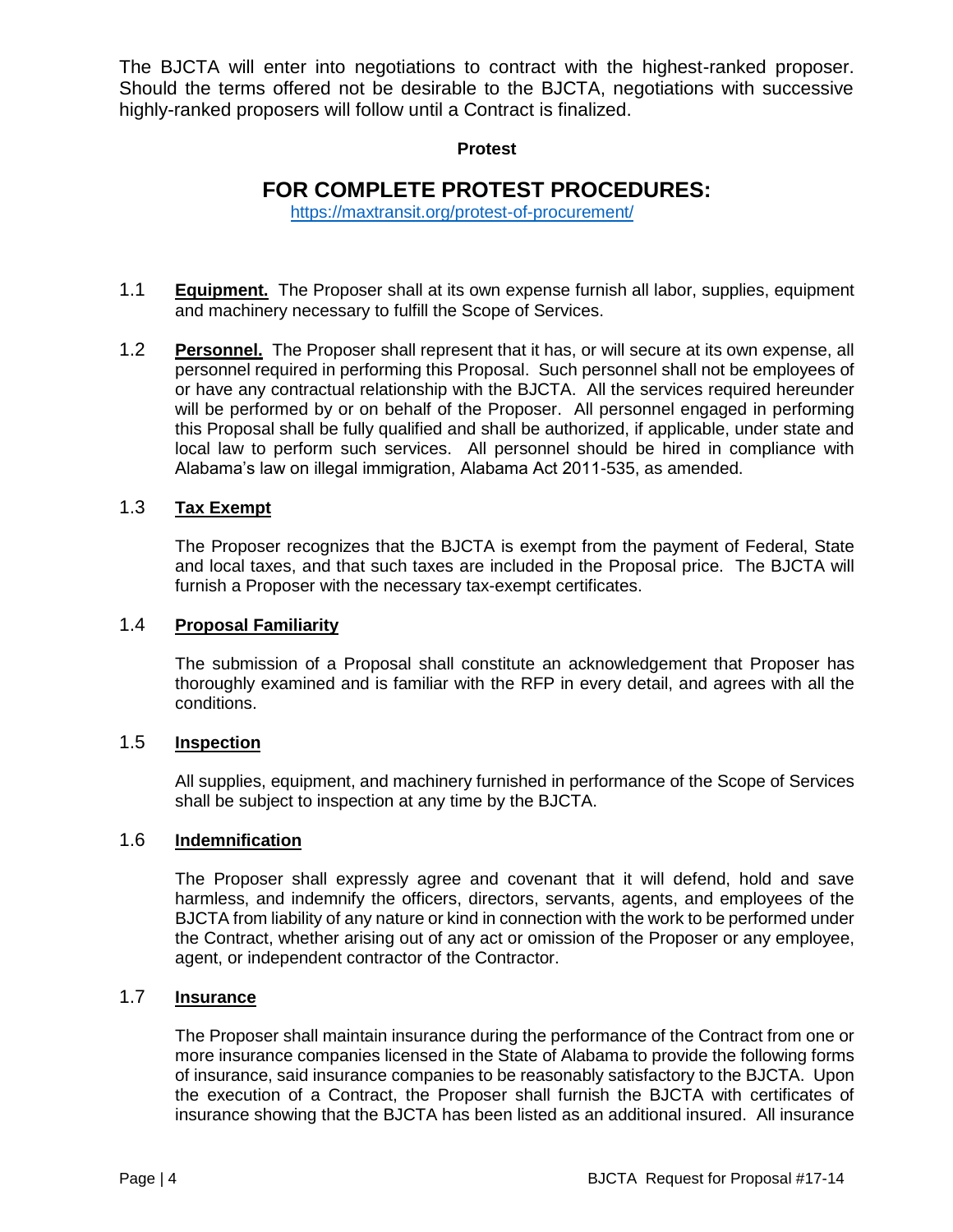The BJCTA will enter into negotiations to contract with the highest-ranked proposer. Should the terms offered not be desirable to the BJCTA, negotiations with successive highly-ranked proposers will follow until a Contract is finalized.

**Protest**

## FOR COMPLETE PROTEST PROCEDURES:

https://maxtransit.org/protest-of-procurement/

1.1 **Equipment.** The Proposer shall at its own expense furnish all labor, supplies, equipment and machinery necessary to fulfill the Scope of Services.

1.2 **Personnel.** The Proposer shall represent that it has, or will secure at its own expense, all personnel required in performing this Proposal. Such personnel shall not be employees of or have any contractual relationship with the BJCTA. All the services required hereunder will be performed by or on behalf of the Proposer. All personnel engaged in performing this Proposal shall be fully qualified and shall be authorized, if applicable, under state and local law to perform such services. All personnel should be hired in compliance with Alabama's law on illegal immigration, Alabama Act 2011-535, as amended.

### 1.3 Tax Exempt

The Proposer recognizes that the BJCTA is exempt from the payment of Federal, State and local taxes, and that such taxes are included in the Proposal price. The BJCTA will furnish a Proposer with the necessary tax-exempt certificates.

### 1.4 Proposal Familiarity

The submission of a Proposal shall constitute an acknowledgement that Proposer has thoroughly examined and is familiar with the RFP in every detail, and agrees with all the conditions.

### 1.5 Inspection

All supplies, equipment, and machinery furnished in performance of the Scope of Services shall be subject to inspection at any time by the BJCTA.

### 1.6 Indemnification

The Proposer shall expressly agree and covenant that it will defend, hold and save harmless, and indemnify the officers, directors, servants, agents, and employees of the BJCTA from liability of any nature or kind in connection with the work to be performed under the Contract, whether arising out of any act or omission of the Proposer or any employee, agent, or independent contractor of the Contractor.

### 1.7 Insurance

The Proposer shall maintain insurance during the performance of the Contract from one or more insurance companies licensed in the State of Alabama to provide the following forms of insurance, said insurance companies to be reasonably satisfactory to the BJCTA. Upon the execution of a Contract, the Proposer shall furnish the BJCTA with certificates of insurance showing that the BJCTA has been listed as an additional insured. All insurance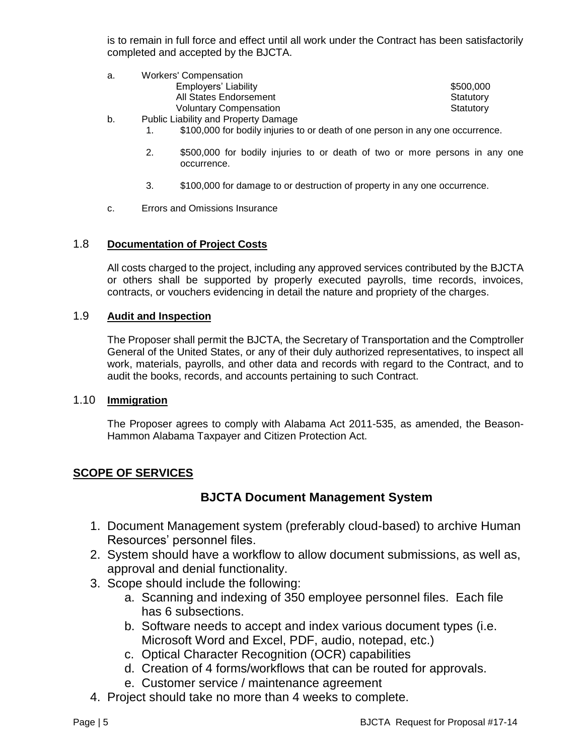is to remain in full force and effect until all work under the Contract has been satisfactorily completed and accepted by the BJCTA.

a. Workers' Compensation

| | |
|---|---|
| Employers' Liability | \$500,000 |
| All States Endorsement | Statutory |
| Voluntary Compensation | Statutory |

b. Public Liability and Property Damage

1. \$100,000 for bodily injuries to or death of one person in any one occurrence.
2. \$500,000 for bodily injuries to or death of two or more persons in any one occurrence.
3. \$100,000 for damage to or destruction of property in any one occurrence.

c. Errors and Omissions Insurance

### 1.8 **Documentation of Project Costs**

All costs charged to the project, including any approved services contributed by the BJCTA or others shall be supported by properly executed payrolls, time records, invoices, contracts, or vouchers evidencing in detail the nature and propriety of the charges.

### 1.9 **Audit and Inspection**

The Proposer shall permit the BJCTA, the Secretary of Transportation and the Comptroller General of the United States, or any of their duly authorized representatives, to inspect all work, materials, payrolls, and other data and records with regard to the Contract, and to audit the books, records, and accounts pertaining to such Contract.

### 1.10 **Immigration**

The Proposer agrees to comply with Alabama Act 2011-535, as amended, the Beason-Hammon Alabama Taxpayer and Citizen Protection Act.

## **SCOPE OF SERVICES**

### BJCTA Document Management System

1. Document Management system (preferably cloud-based) to archive Human Resources' personnel files.
2. System should have a workflow to allow document submissions, as well as, approval and denial functionality.
3. Scope should include the following:
   a. Scanning and indexing of 350 employee personnel files. Each file has 6 subsections.
   b. Software needs to accept and index various document types (i.e. Microsoft Word and Excel, PDF, audio, notepad, etc.)
   c. Optical Character Recognition (OCR) capabilities
   d. Creation of 4 forms/workflows that can be routed for approvals.
   e. Customer service / maintenance agreement
4. Project should take no more than 4 weeks to complete.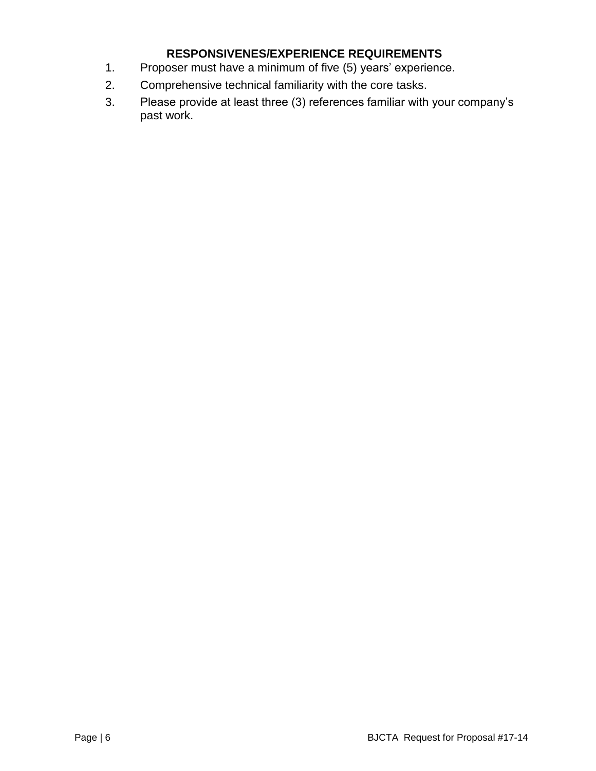## RESPONSIVENES/EXPERIENCE REQUIREMENTS

1. Proposer must have a minimum of five (5) years' experience.
2. Comprehensive technical familiarity with the core tasks.
3. Please provide at least three (3) references familiar with your company's past work.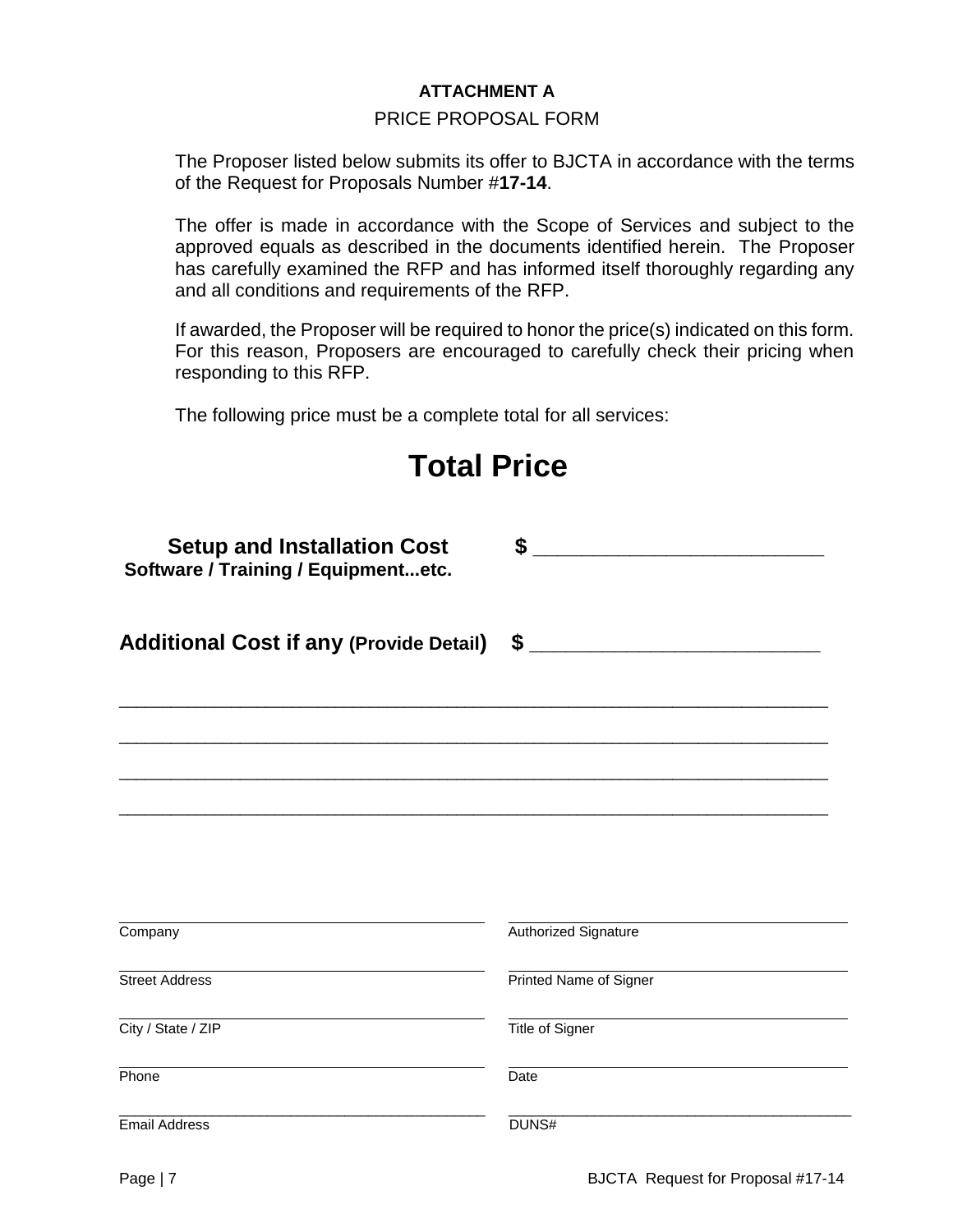**ATTACHMENT A**

PRICE PROPOSAL FORM

The Proposer listed below submits its offer to BJCTA in accordance with the terms of the Request for Proposals Number #**17-14**.

The offer is made in accordance with the Scope of Services and subject to the approved equals as described in the documents identified herein. The Proposer has carefully examined the RFP and has informed itself thoroughly regarding any and all conditions and requirements of the RFP.

If awarded, the Proposer will be required to honor the price(s) indicated on this form. For this reason, Proposers are encouraged to carefully check their pricing when responding to this RFP.

The following price must be a complete total for all services:

# Total Price

**Setup and Installation Cost** **$ ___________________________**
**Software / Training / Equipment...etc.**

**Additional Cost if any (Provide Detail)** **$ ___________________________**

___________________________________________________________________________

___________________________________________________________________________

___________________________________________________________________________

___________________________________________________________________________

| | |
|---|---|
| Company | Authorized Signature |
| Street Address | Printed Name of Signer |
| City / State / ZIP | Title of Signer |
| Phone | Date |
| Email Address | DUNS# |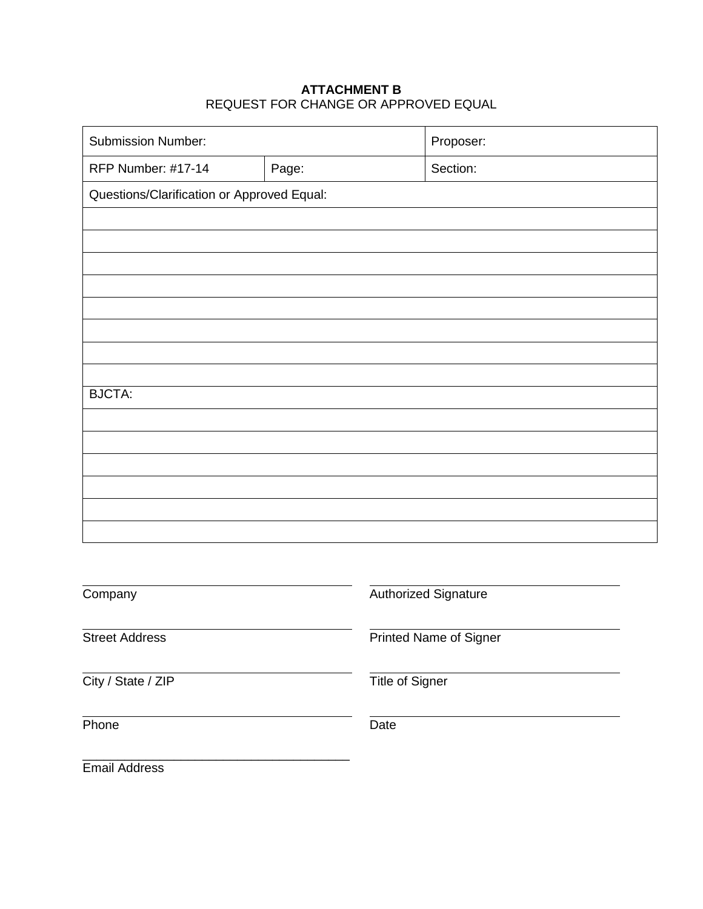**ATTACHMENT B**
REQUEST FOR CHANGE OR APPROVED EQUAL

| Submission Number: | | Proposer: |
|---|---|---|
| RFP Number: #17-14 | Page: | Section: |
| Questions/Clarification or Approved Equal: | | |
| | | |
| | | |
| | | |
| | | |
| | | |
| | | |
| | | |
| | | |
| BJCTA: | | |
| | | |
| | | |
| | | |
| | | |
| | | |
| | | |

\_\_\_\_\_\_\_\_\_\_\_\_\_\_\_\_\_\_\_\_\_\_\_\_\_\_\_\_\_\_\_\_\_\_\_\_
Company

\_\_\_\_\_\_\_\_\_\_\_\_\_\_\_\_\_\_\_\_\_\_\_\_\_\_\_\_\_\_\_\_\_\_\_\_
Street Address

\_\_\_\_\_\_\_\_\_\_\_\_\_\_\_\_\_\_\_\_\_\_\_\_\_\_\_\_\_\_\_\_\_\_\_\_
City / State / ZIP

\_\_\_\_\_\_\_\_\_\_\_\_\_\_\_\_\_\_\_\_\_\_\_\_\_\_\_\_\_\_\_\_\_\_\_\_
Phone

\_\_\_\_\_\_\_\_\_\_\_\_\_\_\_\_\_\_\_\_\_\_\_\_\_\_\_\_\_\_\_\_\_\_\_\_
Email Address

\_\_\_\_\_\_\_\_\_\_\_\_\_\_\_\_\_\_\_\_\_\_\_\_\_\_\_\_\_\_\_\_\_\_\_\_
Authorized Signature

\_\_\_\_\_\_\_\_\_\_\_\_\_\_\_\_\_\_\_\_\_\_\_\_\_\_\_\_\_\_\_\_\_\_\_\_
Printed Name of Signer

\_\_\_\_\_\_\_\_\_\_\_\_\_\_\_\_\_\_\_\_\_\_\_\_\_\_\_\_\_\_\_\_\_\_\_\_
Title of Signer

\_\_\_\_\_\_\_\_\_\_\_\_\_\_\_\_\_\_\_\_\_\_\_\_\_\_\_\_\_\_\_\_\_\_\_\_
Date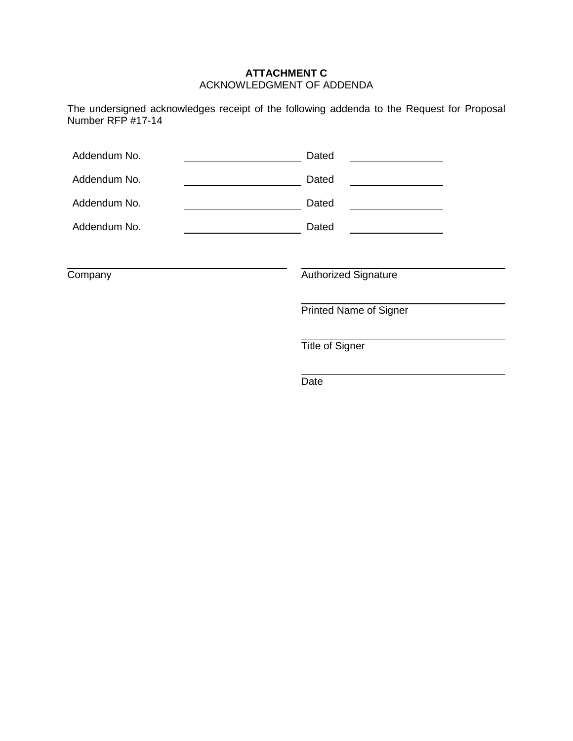**ATTACHMENT C**
ACKNOWLEDGMENT OF ADDENDA

The undersigned acknowledges receipt of the following addenda to the Request for Proposal Number RFP #17-14

Addendum No. ____________________ Dated ________________

Addendum No. ____________________ Dated ________________

Addendum No. ____________________ Dated ________________

Addendum No. ____________________ Dated ________________

______________________________________
Company

______________________________________
Authorized Signature

______________________________________
Printed Name of Signer

______________________________________
Title of Signer

______________________________________
Date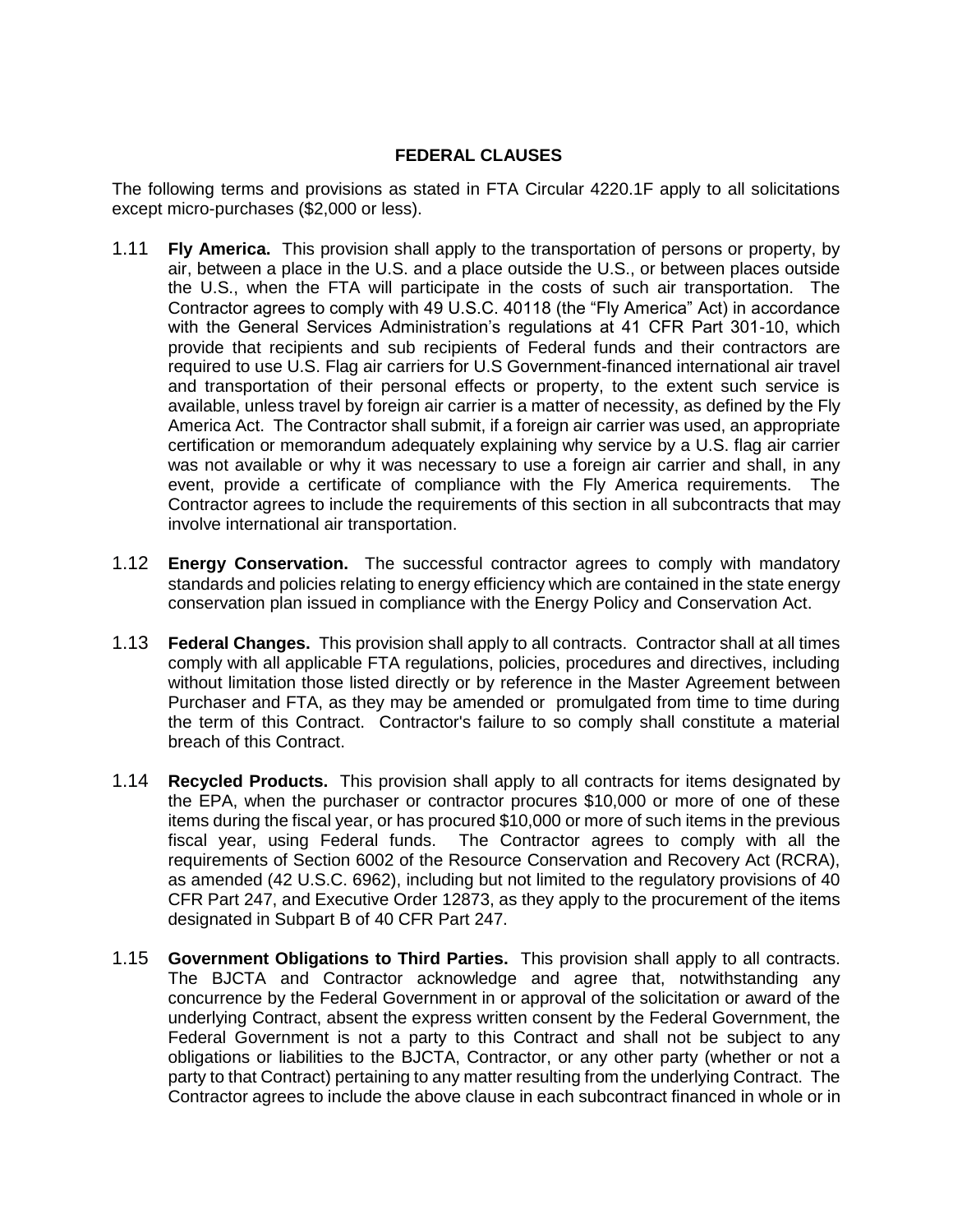## FEDERAL CLAUSES

The following terms and provisions as stated in FTA Circular 4220.1F apply to all solicitations except micro-purchases ($2,000 or less).

1.11 **Fly America.** This provision shall apply to the transportation of persons or property, by air, between a place in the U.S. and a place outside the U.S., or between places outside the U.S., when the FTA will participate in the costs of such air transportation. The Contractor agrees to comply with 49 U.S.C. 40118 (the "Fly America" Act) in accordance with the General Services Administration's regulations at 41 CFR Part 301-10, which provide that recipients and sub recipients of Federal funds and their contractors are required to use U.S. Flag air carriers for U.S Government-financed international air travel and transportation of their personal effects or property, to the extent such service is available, unless travel by foreign air carrier is a matter of necessity, as defined by the Fly America Act. The Contractor shall submit, if a foreign air carrier was used, an appropriate certification or memorandum adequately explaining why service by a U.S. flag air carrier was not available or why it was necessary to use a foreign air carrier and shall, in any event, provide a certificate of compliance with the Fly America requirements. The Contractor agrees to include the requirements of this section in all subcontracts that may involve international air transportation.

1.12 **Energy Conservation.** The successful contractor agrees to comply with mandatory standards and policies relating to energy efficiency which are contained in the state energy conservation plan issued in compliance with the Energy Policy and Conservation Act.

1.13 **Federal Changes.** This provision shall apply to all contracts. Contractor shall at all times comply with all applicable FTA regulations, policies, procedures and directives, including without limitation those listed directly or by reference in the Master Agreement between Purchaser and FTA, as they may be amended or promulgated from time to time during the term of this Contract. Contractor's failure to so comply shall constitute a material breach of this Contract.

1.14 **Recycled Products.** This provision shall apply to all contracts for items designated by the EPA, when the purchaser or contractor procures $10,000 or more of one of these items during the fiscal year, or has procured $10,000 or more of such items in the previous fiscal year, using Federal funds. The Contractor agrees to comply with all the requirements of Section 6002 of the Resource Conservation and Recovery Act (RCRA), as amended (42 U.S.C. 6962), including but not limited to the regulatory provisions of 40 CFR Part 247, and Executive Order 12873, as they apply to the procurement of the items designated in Subpart B of 40 CFR Part 247.

1.15 **Government Obligations to Third Parties.** This provision shall apply to all contracts. The BJCTA and Contractor acknowledge and agree that, notwithstanding any concurrence by the Federal Government in or approval of the solicitation or award of the underlying Contract, absent the express written consent by the Federal Government, the Federal Government is not a party to this Contract and shall not be subject to any obligations or liabilities to the BJCTA, Contractor, or any other party (whether or not a party to that Contract) pertaining to any matter resulting from the underlying Contract. The Contractor agrees to include the above clause in each subcontract financed in whole or in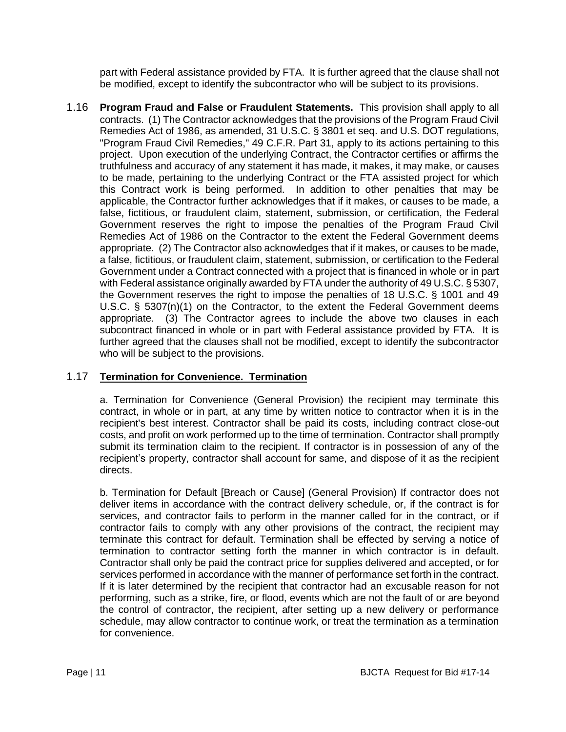part with Federal assistance provided by FTA. It is further agreed that the clause shall not be modified, except to identify the subcontractor who will be subject to its provisions.

1.16 **Program Fraud and False or Fraudulent Statements.** This provision shall apply to all contracts. (1) The Contractor acknowledges that the provisions of the Program Fraud Civil Remedies Act of 1986, as amended, 31 U.S.C. § 3801 et seq. and U.S. DOT regulations, "Program Fraud Civil Remedies," 49 C.F.R. Part 31, apply to its actions pertaining to this project. Upon execution of the underlying Contract, the Contractor certifies or affirms the truthfulness and accuracy of any statement it has made, it makes, it may make, or causes to be made, pertaining to the underlying Contract or the FTA assisted project for which this Contract work is being performed. In addition to other penalties that may be applicable, the Contractor further acknowledges that if it makes, or causes to be made, a false, fictitious, or fraudulent claim, statement, submission, or certification, the Federal Government reserves the right to impose the penalties of the Program Fraud Civil Remedies Act of 1986 on the Contractor to the extent the Federal Government deems appropriate. (2) The Contractor also acknowledges that if it makes, or causes to be made, a false, fictitious, or fraudulent claim, statement, submission, or certification to the Federal Government under a Contract connected with a project that is financed in whole or in part with Federal assistance originally awarded by FTA under the authority of 49 U.S.C. § 5307, the Government reserves the right to impose the penalties of 18 U.S.C. § 1001 and 49 U.S.C. § 5307(n)(1) on the Contractor, to the extent the Federal Government deems appropriate. (3) The Contractor agrees to include the above two clauses in each subcontract financed in whole or in part with Federal assistance provided by FTA. It is further agreed that the clauses shall not be modified, except to identify the subcontractor who will be subject to the provisions.

1.17 **<u>Termination for Convenience. Termination</u>**

a. Termination for Convenience (General Provision) the recipient may terminate this contract, in whole or in part, at any time by written notice to contractor when it is in the recipient's best interest. Contractor shall be paid its costs, including contract close-out costs, and profit on work performed up to the time of termination. Contractor shall promptly submit its termination claim to the recipient. If contractor is in possession of any of the recipient's property, contractor shall account for same, and dispose of it as the recipient directs.

b. Termination for Default [Breach or Cause] (General Provision) If contractor does not deliver items in accordance with the contract delivery schedule, or, if the contract is for services, and contractor fails to perform in the manner called for in the contract, or if contractor fails to comply with any other provisions of the contract, the recipient may terminate this contract for default. Termination shall be effected by serving a notice of termination to contractor setting forth the manner in which contractor is in default. Contractor shall only be paid the contract price for supplies delivered and accepted, or for services performed in accordance with the manner of performance set forth in the contract. If it is later determined by the recipient that contractor had an excusable reason for not performing, such as a strike, fire, or flood, events which are not the fault of or are beyond the control of contractor, the recipient, after setting up a new delivery or performance schedule, may allow contractor to continue work, or treat the termination as a termination for convenience.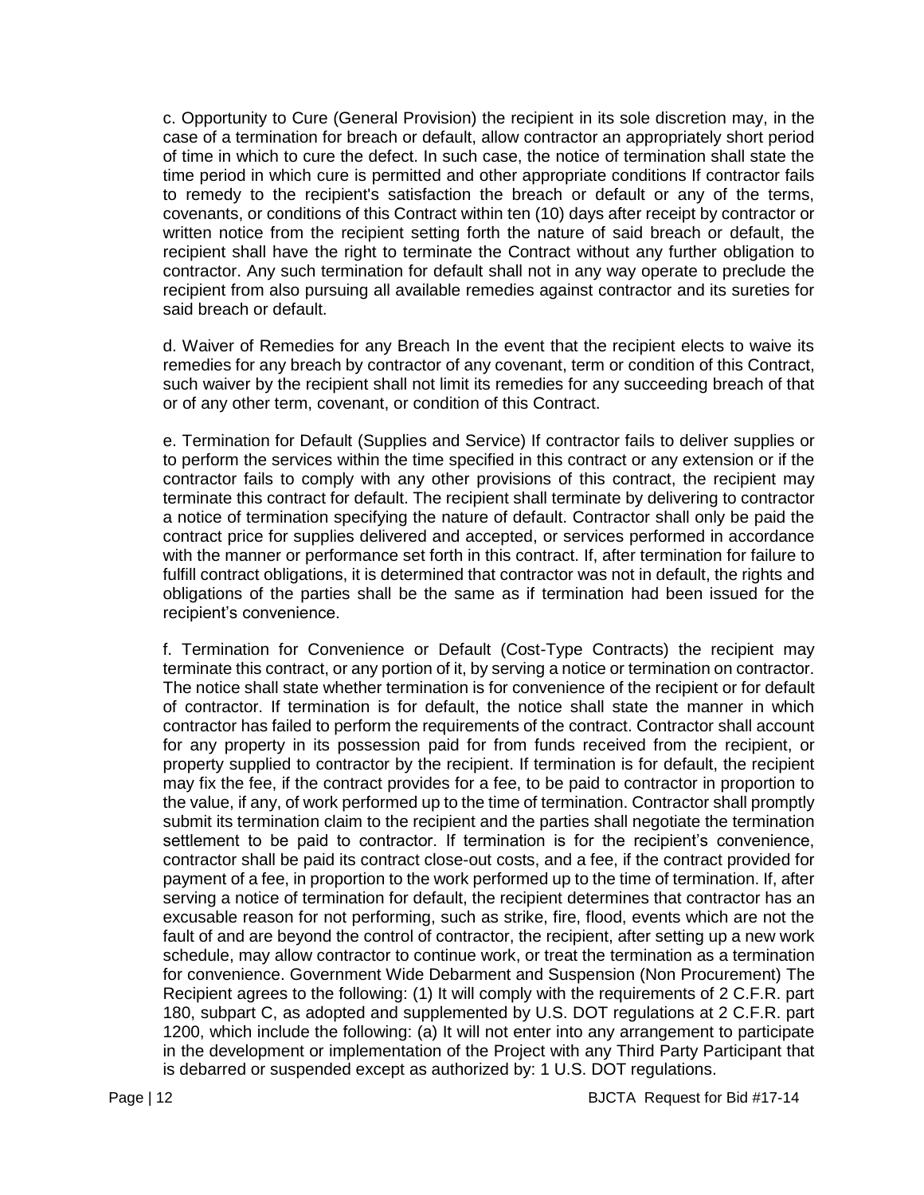c. Opportunity to Cure (General Provision) the recipient in its sole discretion may, in the case of a termination for breach or default, allow contractor an appropriately short period of time in which to cure the defect. In such case, the notice of termination shall state the time period in which cure is permitted and other appropriate conditions If contractor fails to remedy to the recipient's satisfaction the breach or default or any of the terms, covenants, or conditions of this Contract within ten (10) days after receipt by contractor or written notice from the recipient setting forth the nature of said breach or default, the recipient shall have the right to terminate the Contract without any further obligation to contractor. Any such termination for default shall not in any way operate to preclude the recipient from also pursuing all available remedies against contractor and its sureties for said breach or default.

d. Waiver of Remedies for any Breach In the event that the recipient elects to waive its remedies for any breach by contractor of any covenant, term or condition of this Contract, such waiver by the recipient shall not limit its remedies for any succeeding breach of that or of any other term, covenant, or condition of this Contract.

e. Termination for Default (Supplies and Service) If contractor fails to deliver supplies or to perform the services within the time specified in this contract or any extension or if the contractor fails to comply with any other provisions of this contract, the recipient may terminate this contract for default. The recipient shall terminate by delivering to contractor a notice of termination specifying the nature of default. Contractor shall only be paid the contract price for supplies delivered and accepted, or services performed in accordance with the manner or performance set forth in this contract. If, after termination for failure to fulfill contract obligations, it is determined that contractor was not in default, the rights and obligations of the parties shall be the same as if termination had been issued for the recipient's convenience.

f. Termination for Convenience or Default (Cost-Type Contracts) the recipient may terminate this contract, or any portion of it, by serving a notice or termination on contractor. The notice shall state whether termination is for convenience of the recipient or for default of contractor. If termination is for default, the notice shall state the manner in which contractor has failed to perform the requirements of the contract. Contractor shall account for any property in its possession paid for from funds received from the recipient, or property supplied to contractor by the recipient. If termination is for default, the recipient may fix the fee, if the contract provides for a fee, to be paid to contractor in proportion to the value, if any, of work performed up to the time of termination. Contractor shall promptly submit its termination claim to the recipient and the parties shall negotiate the termination settlement to be paid to contractor. If termination is for the recipient's convenience, contractor shall be paid its contract close-out costs, and a fee, if the contract provided for payment of a fee, in proportion to the work performed up to the time of termination. If, after serving a notice of termination for default, the recipient determines that contractor has an excusable reason for not performing, such as strike, fire, flood, events which are not the fault of and are beyond the control of contractor, the recipient, after setting up a new work schedule, may allow contractor to continue work, or treat the termination as a termination for convenience. Government Wide Debarment and Suspension (Non Procurement) The Recipient agrees to the following: (1) It will comply with the requirements of 2 C.F.R. part 180, subpart C, as adopted and supplemented by U.S. DOT regulations at 2 C.F.R. part 1200, which include the following: (a) It will not enter into any arrangement to participate in the development or implementation of the Project with any Third Party Participant that is debarred or suspended except as authorized by: 1 U.S. DOT regulations.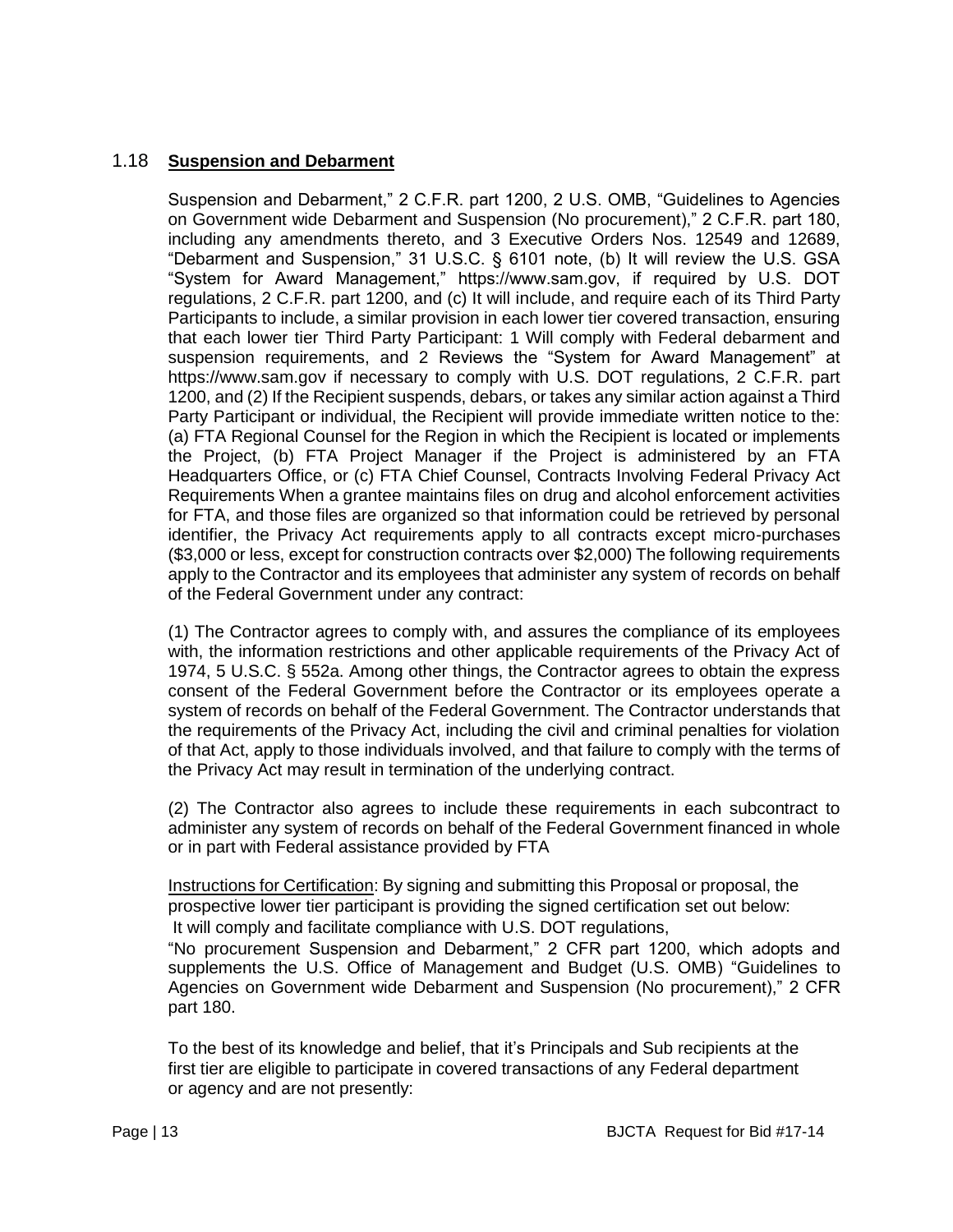## 1.18 **Suspension and Debarment**

Suspension and Debarment," 2 C.F.R. part 1200, 2 U.S. OMB, "Guidelines to Agencies on Government wide Debarment and Suspension (No procurement)," 2 C.F.R. part 180, including any amendments thereto, and 3 Executive Orders Nos. 12549 and 12689, "Debarment and Suspension," 31 U.S.C. § 6101 note, (b) It will review the U.S. GSA "System for Award Management," https://www.sam.gov, if required by U.S. DOT regulations, 2 C.F.R. part 1200, and (c) It will include, and require each of its Third Party Participants to include, a similar provision in each lower tier covered transaction, ensuring that each lower tier Third Party Participant: 1 Will comply with Federal debarment and suspension requirements, and 2 Reviews the "System for Award Management" at https://www.sam.gov if necessary to comply with U.S. DOT regulations, 2 C.F.R. part 1200, and (2) If the Recipient suspends, debars, or takes any similar action against a Third Party Participant or individual, the Recipient will provide immediate written notice to the: (a) FTA Regional Counsel for the Region in which the Recipient is located or implements the Project, (b) FTA Project Manager if the Project is administered by an FTA Headquarters Office, or (c) FTA Chief Counsel, Contracts Involving Federal Privacy Act Requirements When a grantee maintains files on drug and alcohol enforcement activities for FTA, and those files are organized so that information could be retrieved by personal identifier, the Privacy Act requirements apply to all contracts except micro-purchases ($3,000 or less, except for construction contracts over $2,000) The following requirements apply to the Contractor and its employees that administer any system of records on behalf of the Federal Government under any contract:

(1) The Contractor agrees to comply with, and assures the compliance of its employees with, the information restrictions and other applicable requirements of the Privacy Act of 1974, 5 U.S.C. § 552a. Among other things, the Contractor agrees to obtain the express consent of the Federal Government before the Contractor or its employees operate a system of records on behalf of the Federal Government. The Contractor understands that the requirements of the Privacy Act, including the civil and criminal penalties for violation of that Act, apply to those individuals involved, and that failure to comply with the terms of the Privacy Act may result in termination of the underlying contract.

(2) The Contractor also agrees to include these requirements in each subcontract to administer any system of records on behalf of the Federal Government financed in whole or in part with Federal assistance provided by FTA

Instructions for Certification: By signing and submitting this Proposal or proposal, the prospective lower tier participant is providing the signed certification set out below:

It will comply and facilitate compliance with U.S. DOT regulations,

"No procurement Suspension and Debarment," 2 CFR part 1200, which adopts and supplements the U.S. Office of Management and Budget (U.S. OMB) "Guidelines to Agencies on Government wide Debarment and Suspension (No procurement)," 2 CFR part 180.

To the best of its knowledge and belief, that it's Principals and Sub recipients at the first tier are eligible to participate in covered transactions of any Federal department or agency and are not presently: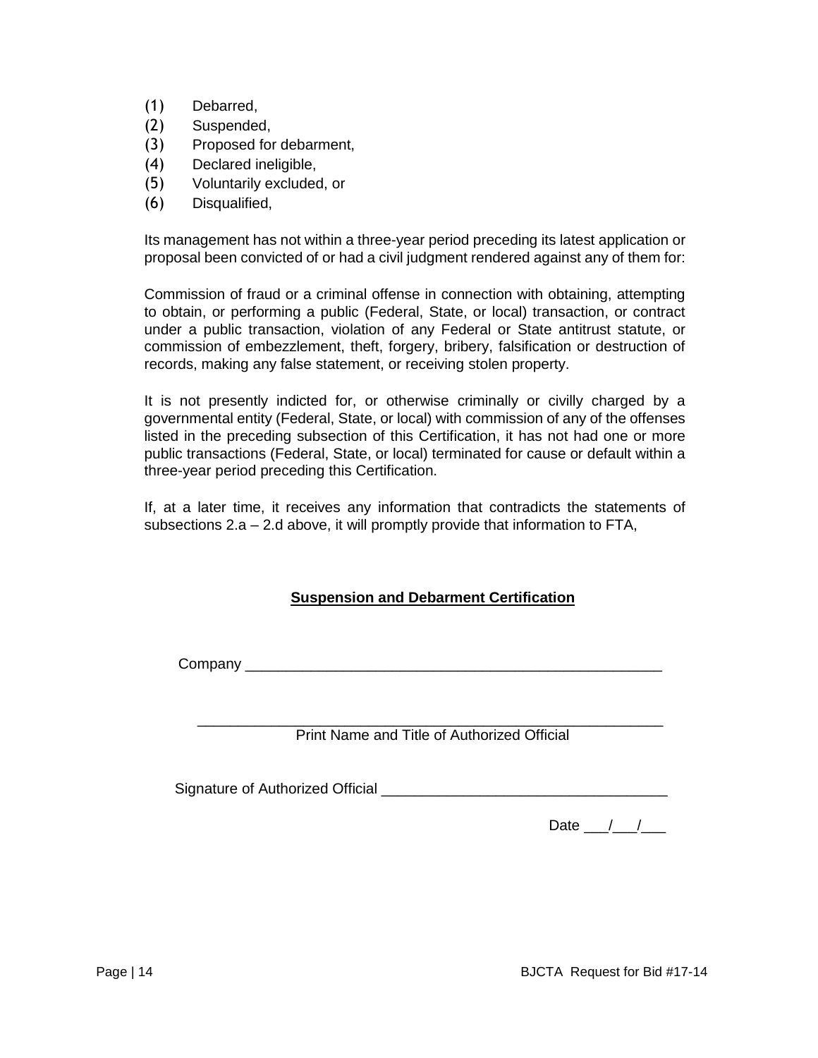(1) Debarred,
(2) Suspended,
(3) Proposed for debarment,
(4) Declared ineligible,
(5) Voluntarily excluded, or
(6) Disqualified,

Its management has not within a three-year period preceding its latest application or proposal been convicted of or had a civil judgment rendered against any of them for:

Commission of fraud or a criminal offense in connection with obtaining, attempting to obtain, or performing a public (Federal, State, or local) transaction, or contract under a public transaction, violation of any Federal or State antitrust statute, or commission of embezzlement, theft, forgery, bribery, falsification or destruction of records, making any false statement, or receiving stolen property.

It is not presently indicted for, or otherwise criminally or civilly charged by a governmental entity (Federal, State, or local) with commission of any of the offenses listed in the preceding subsection of this Certification, it has not had one or more public transactions (Federal, State, or local) terminated for cause or default within a three-year period preceding this Certification.

If, at a later time, it receives any information that contradicts the statements of subsections 2.a – 2.d above, it will promptly provide that information to FTA,

**Suspension and Debarment Certification**

Company ____________________________________________________

____________________________________________________
Print Name and Title of Authorized Official

Signature of Authorized Official ____________________________________

Date ___/___/___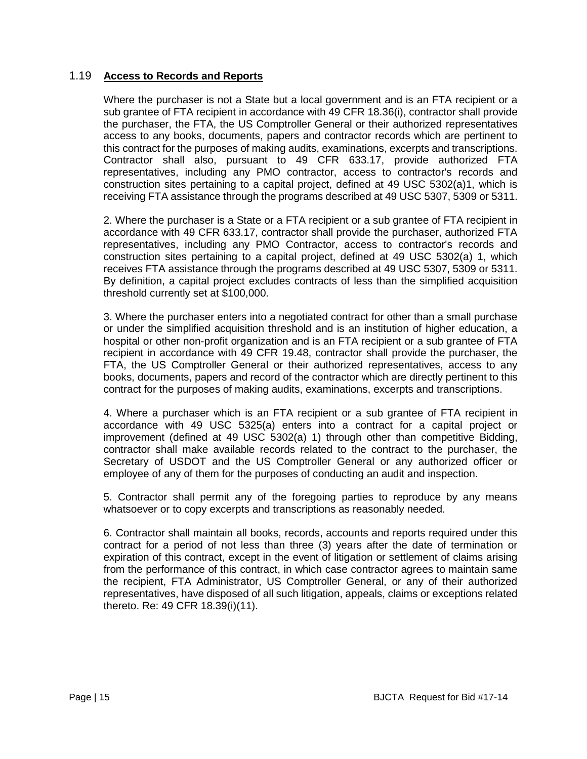## 1.19 **Access to Records and Reports**

Where the purchaser is not a State but a local government and is an FTA recipient or a sub grantee of FTA recipient in accordance with 49 CFR 18.36(i), contractor shall provide the purchaser, the FTA, the US Comptroller General or their authorized representatives access to any books, documents, papers and contractor records which are pertinent to this contract for the purposes of making audits, examinations, excerpts and transcriptions. Contractor shall also, pursuant to 49 CFR 633.17, provide authorized FTA representatives, including any PMO contractor, access to contractor's records and construction sites pertaining to a capital project, defined at 49 USC 5302(a)1, which is receiving FTA assistance through the programs described at 49 USC 5307, 5309 or 5311.

2. Where the purchaser is a State or a FTA recipient or a sub grantee of FTA recipient in accordance with 49 CFR 633.17, contractor shall provide the purchaser, authorized FTA representatives, including any PMO Contractor, access to contractor's records and construction sites pertaining to a capital project, defined at 49 USC 5302(a) 1, which receives FTA assistance through the programs described at 49 USC 5307, 5309 or 5311. By definition, a capital project excludes contracts of less than the simplified acquisition threshold currently set at $100,000.

3. Where the purchaser enters into a negotiated contract for other than a small purchase or under the simplified acquisition threshold and is an institution of higher education, a hospital or other non-profit organization and is an FTA recipient or a sub grantee of FTA recipient in accordance with 49 CFR 19.48, contractor shall provide the purchaser, the FTA, the US Comptroller General or their authorized representatives, access to any books, documents, papers and record of the contractor which are directly pertinent to this contract for the purposes of making audits, examinations, excerpts and transcriptions.

4. Where a purchaser which is an FTA recipient or a sub grantee of FTA recipient in accordance with 49 USC 5325(a) enters into a contract for a capital project or improvement (defined at 49 USC 5302(a) 1) through other than competitive Bidding, contractor shall make available records related to the contract to the purchaser, the Secretary of USDOT and the US Comptroller General or any authorized officer or employee of any of them for the purposes of conducting an audit and inspection.

5. Contractor shall permit any of the foregoing parties to reproduce by any means whatsoever or to copy excerpts and transcriptions as reasonably needed.

6. Contractor shall maintain all books, records, accounts and reports required under this contract for a period of not less than three (3) years after the date of termination or expiration of this contract, except in the event of litigation or settlement of claims arising from the performance of this contract, in which case contractor agrees to maintain same the recipient, FTA Administrator, US Comptroller General, or any of their authorized representatives, have disposed of all such litigation, appeals, claims or exceptions related thereto. Re: 49 CFR 18.39(i)(11).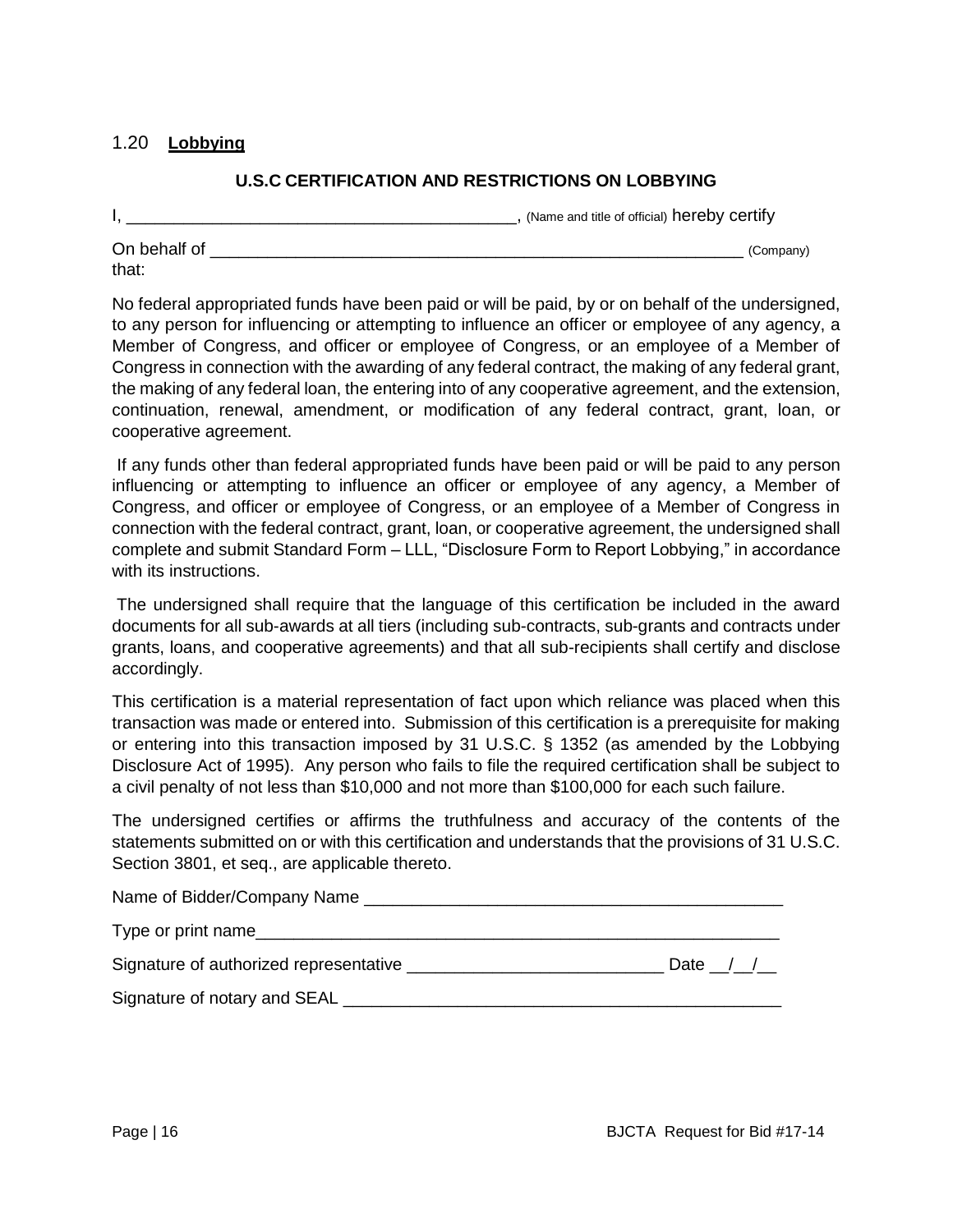## 1.20 **Lobbying**

### U.S.C CERTIFICATION AND RESTRICTIONS ON LOBBYING

I, __________________________________________, (Name and title of official) hereby certify

On behalf of ___________________________________________________________ (Company) that:

No federal appropriated funds have been paid or will be paid, by or on behalf of the undersigned, to any person for influencing or attempting to influence an officer or employee of any agency, a Member of Congress, and officer or employee of Congress, or an employee of a Member of Congress in connection with the awarding of any federal contract, the making of any federal grant, the making of any federal loan, the entering into of any cooperative agreement, and the extension, continuation, renewal, amendment, or modification of any federal contract, grant, loan, or cooperative agreement.

If any funds other than federal appropriated funds have been paid or will be paid to any person influencing or attempting to influence an officer or employee of any agency, a Member of Congress, and officer or employee of Congress, or an employee of a Member of Congress in connection with the federal contract, grant, loan, or cooperative agreement, the undersigned shall complete and submit Standard Form – LLL, "Disclosure Form to Report Lobbying," in accordance with its instructions.

The undersigned shall require that the language of this certification be included in the award documents for all sub-awards at all tiers (including sub-contracts, sub-grants and contracts under grants, loans, and cooperative agreements) and that all sub-recipients shall certify and disclose accordingly.

This certification is a material representation of fact upon which reliance was placed when this transaction was made or entered into. Submission of this certification is a prerequisite for making or entering into this transaction imposed by 31 U.S.C. § 1352 (as amended by the Lobbying Disclosure Act of 1995). Any person who fails to file the required certification shall be subject to a civil penalty of not less than $10,000 and not more than $100,000 for each such failure.

The undersigned certifies or affirms the truthfulness and accuracy of the contents of the statements submitted on or with this certification and understands that the provisions of 31 U.S.C. Section 3801, et seq., are applicable thereto.

Name of Bidder/Company Name ____________________________________________

Type or print name_________________________________________________________

Signature of authorized representative ___________________________ Date __/__/__

Signature of notary and SEAL _______________________________________________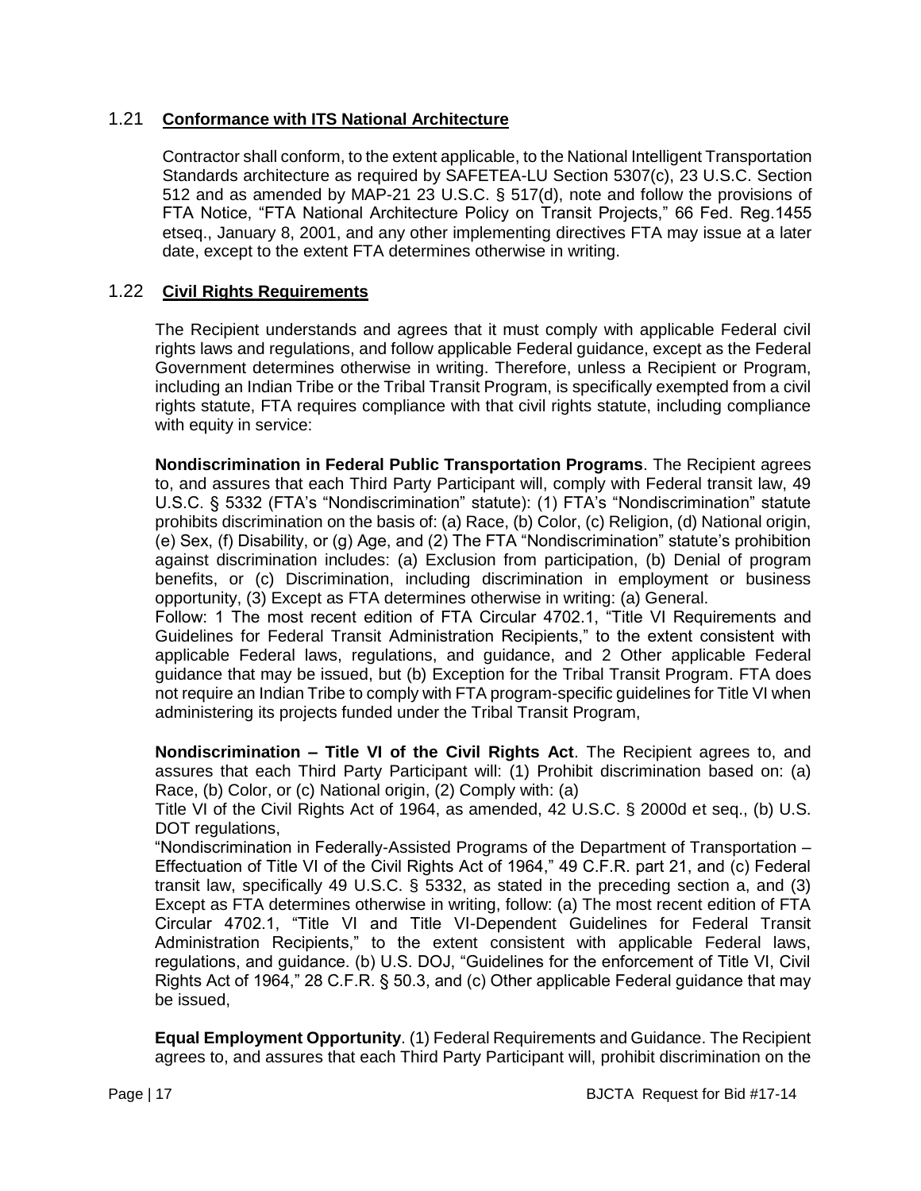## 1.21 **Conformance with ITS National Architecture**

Contractor shall conform, to the extent applicable, to the National Intelligent Transportation Standards architecture as required by SAFETEA-LU Section 5307(c), 23 U.S.C. Section 512 and as amended by MAP-21 23 U.S.C. § 517(d), note and follow the provisions of FTA Notice, "FTA National Architecture Policy on Transit Projects," 66 Fed. Reg.1455 etseq., January 8, 2001, and any other implementing directives FTA may issue at a later date, except to the extent FTA determines otherwise in writing.

## 1.22 **Civil Rights Requirements**

The Recipient understands and agrees that it must comply with applicable Federal civil rights laws and regulations, and follow applicable Federal guidance, except as the Federal Government determines otherwise in writing. Therefore, unless a Recipient or Program, including an Indian Tribe or the Tribal Transit Program, is specifically exempted from a civil rights statute, FTA requires compliance with that civil rights statute, including compliance with equity in service:

**Nondiscrimination in Federal Public Transportation Programs**. The Recipient agrees to, and assures that each Third Party Participant will, comply with Federal transit law, 49 U.S.C. § 5332 (FTA's "Nondiscrimination" statute): (1) FTA's "Nondiscrimination" statute prohibits discrimination on the basis of: (a) Race, (b) Color, (c) Religion, (d) National origin, (e) Sex, (f) Disability, or (g) Age, and (2) The FTA "Nondiscrimination" statute's prohibition against discrimination includes: (a) Exclusion from participation, (b) Denial of program benefits, or (c) Discrimination, including discrimination in employment or business opportunity, (3) Except as FTA determines otherwise in writing: (a) General.
Follow: 1 The most recent edition of FTA Circular 4702.1, "Title VI Requirements and Guidelines for Federal Transit Administration Recipients," to the extent consistent with applicable Federal laws, regulations, and guidance, and 2 Other applicable Federal guidance that may be issued, but (b) Exception for the Tribal Transit Program. FTA does not require an Indian Tribe to comply with FTA program-specific guidelines for Title VI when administering its projects funded under the Tribal Transit Program,

**Nondiscrimination – Title VI of the Civil Rights Act**. The Recipient agrees to, and assures that each Third Party Participant will: (1) Prohibit discrimination based on: (a) Race, (b) Color, or (c) National origin, (2) Comply with: (a)
Title VI of the Civil Rights Act of 1964, as amended, 42 U.S.C. § 2000d et seq., (b) U.S. DOT regulations,
"Nondiscrimination in Federally-Assisted Programs of the Department of Transportation – Effectuation of Title VI of the Civil Rights Act of 1964," 49 C.F.R. part 21, and (c) Federal transit law, specifically 49 U.S.C. § 5332, as stated in the preceding section a, and (3) Except as FTA determines otherwise in writing, follow: (a) The most recent edition of FTA Circular 4702.1, "Title VI and Title VI-Dependent Guidelines for Federal Transit Administration Recipients," to the extent consistent with applicable Federal laws, regulations, and guidance. (b) U.S. DOJ, "Guidelines for the enforcement of Title VI, Civil Rights Act of 1964," 28 C.F.R. § 50.3, and (c) Other applicable Federal guidance that may be issued,

**Equal Employment Opportunity**. (1) Federal Requirements and Guidance. The Recipient agrees to, and assures that each Third Party Participant will, prohibit discrimination on the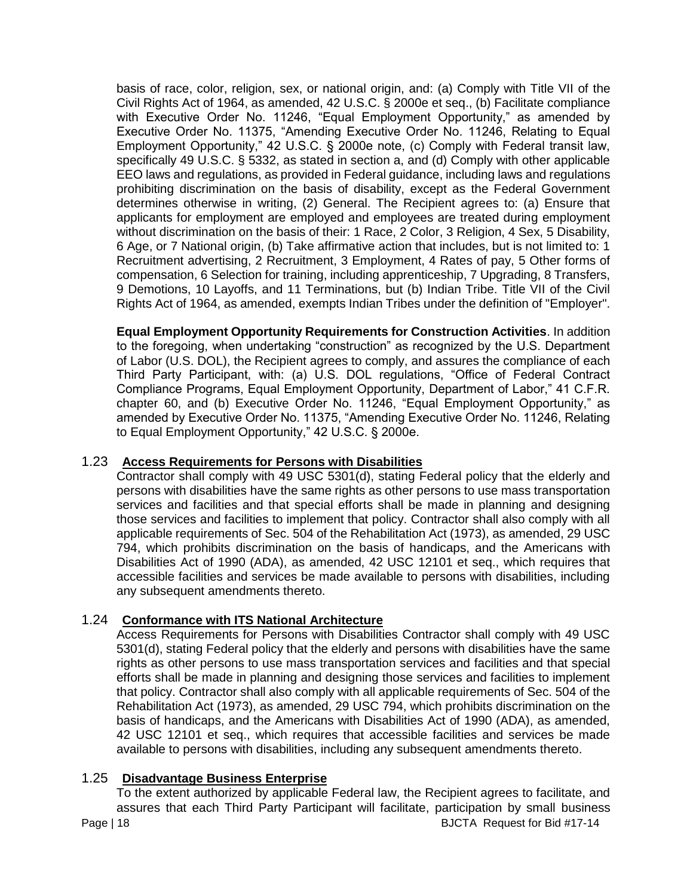basis of race, color, religion, sex, or national origin, and: (a) Comply with Title VII of the Civil Rights Act of 1964, as amended, 42 U.S.C. § 2000e et seq., (b) Facilitate compliance with Executive Order No. 11246, "Equal Employment Opportunity," as amended by Executive Order No. 11375, "Amending Executive Order No. 11246, Relating to Equal Employment Opportunity," 42 U.S.C. § 2000e note, (c) Comply with Federal transit law, specifically 49 U.S.C. § 5332, as stated in section a, and (d) Comply with other applicable EEO laws and regulations, as provided in Federal guidance, including laws and regulations prohibiting discrimination on the basis of disability, except as the Federal Government determines otherwise in writing, (2) General. The Recipient agrees to: (a) Ensure that applicants for employment are employed and employees are treated during employment without discrimination on the basis of their: 1 Race, 2 Color, 3 Religion, 4 Sex, 5 Disability, 6 Age, or 7 National origin, (b) Take affirmative action that includes, but is not limited to: 1 Recruitment advertising, 2 Recruitment, 3 Employment, 4 Rates of pay, 5 Other forms of compensation, 6 Selection for training, including apprenticeship, 7 Upgrading, 8 Transfers, 9 Demotions, 10 Layoffs, and 11 Terminations, but (b) Indian Tribe. Title VII of the Civil Rights Act of 1964, as amended, exempts Indian Tribes under the definition of "Employer".

**Equal Employment Opportunity Requirements for Construction Activities**. In addition to the foregoing, when undertaking "construction" as recognized by the U.S. Department of Labor (U.S. DOL), the Recipient agrees to comply, and assures the compliance of each Third Party Participant, with: (a) U.S. DOL regulations, "Office of Federal Contract Compliance Programs, Equal Employment Opportunity, Department of Labor," 41 C.F.R. chapter 60, and (b) Executive Order No. 11246, "Equal Employment Opportunity," as amended by Executive Order No. 11375, "Amending Executive Order No. 11246, Relating to Equal Employment Opportunity," 42 U.S.C. § 2000e.

## 1.23 Access Requirements for Persons with Disabilities

Contractor shall comply with 49 USC 5301(d), stating Federal policy that the elderly and persons with disabilities have the same rights as other persons to use mass transportation services and facilities and that special efforts shall be made in planning and designing those services and facilities to implement that policy. Contractor shall also comply with all applicable requirements of Sec. 504 of the Rehabilitation Act (1973), as amended, 29 USC 794, which prohibits discrimination on the basis of handicaps, and the Americans with Disabilities Act of 1990 (ADA), as amended, 42 USC 12101 et seq., which requires that accessible facilities and services be made available to persons with disabilities, including any subsequent amendments thereto.

## 1.24 Conformance with ITS National Architecture

Access Requirements for Persons with Disabilities Contractor shall comply with 49 USC 5301(d), stating Federal policy that the elderly and persons with disabilities have the same rights as other persons to use mass transportation services and facilities and that special efforts shall be made in planning and designing those services and facilities to implement that policy. Contractor shall also comply with all applicable requirements of Sec. 504 of the Rehabilitation Act (1973), as amended, 29 USC 794, which prohibits discrimination on the basis of handicaps, and the Americans with Disabilities Act of 1990 (ADA), as amended, 42 USC 12101 et seq., which requires that accessible facilities and services be made available to persons with disabilities, including any subsequent amendments thereto.

## 1.25 Disadvantage Business Enterprise

To the extent authorized by applicable Federal law, the Recipient agrees to facilitate, and assures that each Third Party Participant will facilitate, participation by small business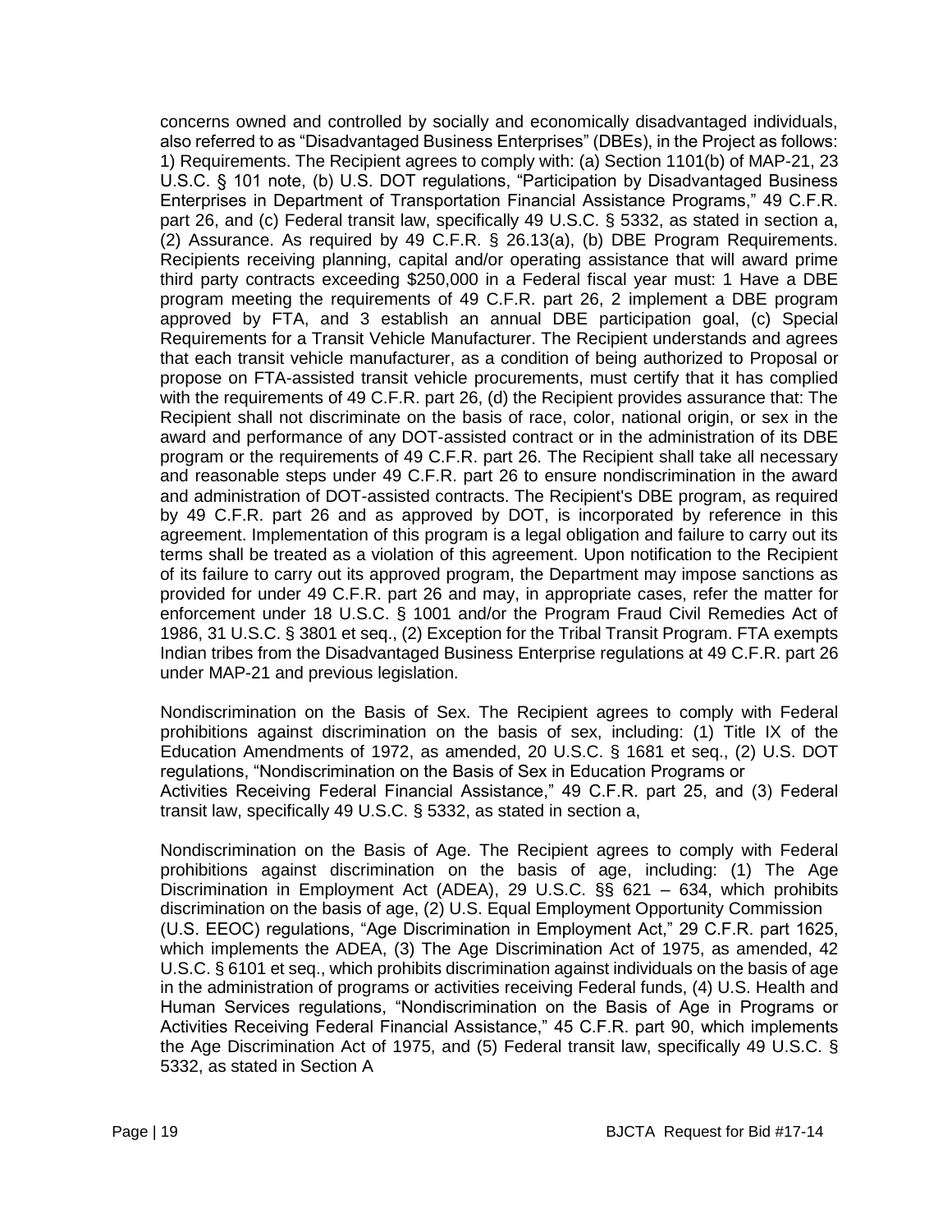concerns owned and controlled by socially and economically disadvantaged individuals, also referred to as "Disadvantaged Business Enterprises" (DBEs), in the Project as follows: 1) Requirements. The Recipient agrees to comply with: (a) Section 1101(b) of MAP-21, 23 U.S.C. § 101 note, (b) U.S. DOT regulations, "Participation by Disadvantaged Business Enterprises in Department of Transportation Financial Assistance Programs," 49 C.F.R. part 26, and (c) Federal transit law, specifically 49 U.S.C. § 5332, as stated in section a, (2) Assurance. As required by 49 C.F.R. § 26.13(a), (b) DBE Program Requirements. Recipients receiving planning, capital and/or operating assistance that will award prime third party contracts exceeding $250,000 in a Federal fiscal year must: 1 Have a DBE program meeting the requirements of 49 C.F.R. part 26, 2 implement a DBE program approved by FTA, and 3 establish an annual DBE participation goal, (c) Special Requirements for a Transit Vehicle Manufacturer. The Recipient understands and agrees that each transit vehicle manufacturer, as a condition of being authorized to Proposal or propose on FTA-assisted transit vehicle procurements, must certify that it has complied with the requirements of 49 C.F.R. part 26, (d) the Recipient provides assurance that: The Recipient shall not discriminate on the basis of race, color, national origin, or sex in the award and performance of any DOT-assisted contract or in the administration of its DBE program or the requirements of 49 C.F.R. part 26. The Recipient shall take all necessary and reasonable steps under 49 C.F.R. part 26 to ensure nondiscrimination in the award and administration of DOT-assisted contracts. The Recipient's DBE program, as required by 49 C.F.R. part 26 and as approved by DOT, is incorporated by reference in this agreement. Implementation of this program is a legal obligation and failure to carry out its terms shall be treated as a violation of this agreement. Upon notification to the Recipient of its failure to carry out its approved program, the Department may impose sanctions as provided for under 49 C.F.R. part 26 and may, in appropriate cases, refer the matter for enforcement under 18 U.S.C. § 1001 and/or the Program Fraud Civil Remedies Act of 1986, 31 U.S.C. § 3801 et seq., (2) Exception for the Tribal Transit Program. FTA exempts Indian tribes from the Disadvantaged Business Enterprise regulations at 49 C.F.R. part 26 under MAP-21 and previous legislation.

Nondiscrimination on the Basis of Sex. The Recipient agrees to comply with Federal prohibitions against discrimination on the basis of sex, including: (1) Title IX of the Education Amendments of 1972, as amended, 20 U.S.C. § 1681 et seq., (2) U.S. DOT regulations, "Nondiscrimination on the Basis of Sex in Education Programs or Activities Receiving Federal Financial Assistance," 49 C.F.R. part 25, and (3) Federal transit law, specifically 49 U.S.C. § 5332, as stated in section a,

Nondiscrimination on the Basis of Age. The Recipient agrees to comply with Federal prohibitions against discrimination on the basis of age, including: (1) The Age Discrimination in Employment Act (ADEA), 29 U.S.C. §§ 621 – 634, which prohibits discrimination on the basis of age, (2) U.S. Equal Employment Opportunity Commission (U.S. EEOC) regulations, "Age Discrimination in Employment Act," 29 C.F.R. part 1625, which implements the ADEA, (3) The Age Discrimination Act of 1975, as amended, 42 U.S.C. § 6101 et seq., which prohibits discrimination against individuals on the basis of age in the administration of programs or activities receiving Federal funds, (4) U.S. Health and Human Services regulations, "Nondiscrimination on the Basis of Age in Programs or Activities Receiving Federal Financial Assistance," 45 C.F.R. part 90, which implements the Age Discrimination Act of 1975, and (5) Federal transit law, specifically 49 U.S.C. § 5332, as stated in Section A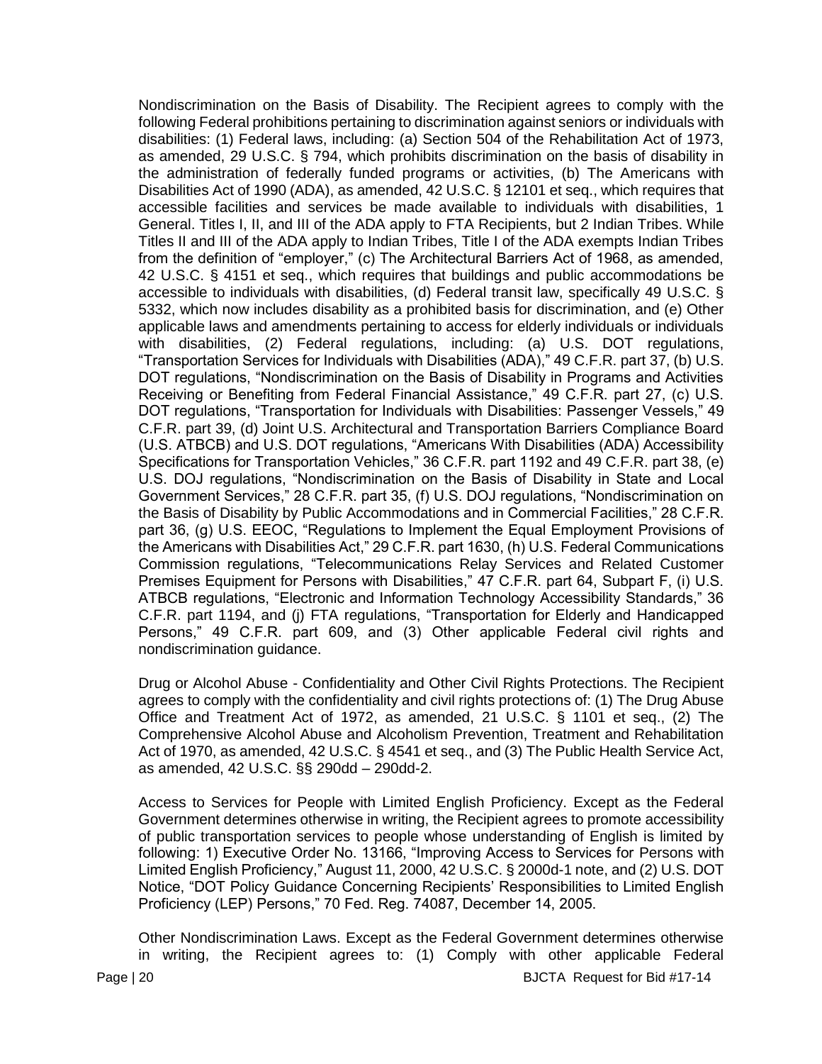Nondiscrimination on the Basis of Disability. The Recipient agrees to comply with the following Federal prohibitions pertaining to discrimination against seniors or individuals with disabilities: (1) Federal laws, including: (a) Section 504 of the Rehabilitation Act of 1973, as amended, 29 U.S.C. § 794, which prohibits discrimination on the basis of disability in the administration of federally funded programs or activities, (b) The Americans with Disabilities Act of 1990 (ADA), as amended, 42 U.S.C. § 12101 et seq., which requires that accessible facilities and services be made available to individuals with disabilities, 1 General. Titles I, II, and III of the ADA apply to FTA Recipients, but 2 Indian Tribes. While Titles II and III of the ADA apply to Indian Tribes, Title I of the ADA exempts Indian Tribes from the definition of "employer," (c) The Architectural Barriers Act of 1968, as amended, 42 U.S.C. § 4151 et seq., which requires that buildings and public accommodations be accessible to individuals with disabilities, (d) Federal transit law, specifically 49 U.S.C. § 5332, which now includes disability as a prohibited basis for discrimination, and (e) Other applicable laws and amendments pertaining to access for elderly individuals or individuals with disabilities, (2) Federal regulations, including: (a) U.S. DOT regulations, "Transportation Services for Individuals with Disabilities (ADA)," 49 C.F.R. part 37, (b) U.S. DOT regulations, "Nondiscrimination on the Basis of Disability in Programs and Activities Receiving or Benefiting from Federal Financial Assistance," 49 C.F.R. part 27, (c) U.S. DOT regulations, "Transportation for Individuals with Disabilities: Passenger Vessels," 49 C.F.R. part 39, (d) Joint U.S. Architectural and Transportation Barriers Compliance Board (U.S. ATBCB) and U.S. DOT regulations, "Americans With Disabilities (ADA) Accessibility Specifications for Transportation Vehicles," 36 C.F.R. part 1192 and 49 C.F.R. part 38, (e) U.S. DOJ regulations, "Nondiscrimination on the Basis of Disability in State and Local Government Services," 28 C.F.R. part 35, (f) U.S. DOJ regulations, "Nondiscrimination on the Basis of Disability by Public Accommodations and in Commercial Facilities," 28 C.F.R. part 36, (g) U.S. EEOC, "Regulations to Implement the Equal Employment Provisions of the Americans with Disabilities Act," 29 C.F.R. part 1630, (h) U.S. Federal Communications Commission regulations, "Telecommunications Relay Services and Related Customer Premises Equipment for Persons with Disabilities," 47 C.F.R. part 64, Subpart F, (i) U.S. ATBCB regulations, "Electronic and Information Technology Accessibility Standards," 36 C.F.R. part 1194, and (j) FTA regulations, "Transportation for Elderly and Handicapped Persons," 49 C.F.R. part 609, and (3) Other applicable Federal civil rights and nondiscrimination guidance.

Drug or Alcohol Abuse - Confidentiality and Other Civil Rights Protections. The Recipient agrees to comply with the confidentiality and civil rights protections of: (1) The Drug Abuse Office and Treatment Act of 1972, as amended, 21 U.S.C. § 1101 et seq., (2) The Comprehensive Alcohol Abuse and Alcoholism Prevention, Treatment and Rehabilitation Act of 1970, as amended, 42 U.S.C. § 4541 et seq., and (3) The Public Health Service Act, as amended, 42 U.S.C. §§ 290dd – 290dd-2.

Access to Services for People with Limited English Proficiency. Except as the Federal Government determines otherwise in writing, the Recipient agrees to promote accessibility of public transportation services to people whose understanding of English is limited by following: 1) Executive Order No. 13166, "Improving Access to Services for Persons with Limited English Proficiency," August 11, 2000, 42 U.S.C. § 2000d-1 note, and (2) U.S. DOT Notice, "DOT Policy Guidance Concerning Recipients' Responsibilities to Limited English Proficiency (LEP) Persons," 70 Fed. Reg. 74087, December 14, 2005.

Other Nondiscrimination Laws. Except as the Federal Government determines otherwise in writing, the Recipient agrees to: (1) Comply with other applicable Federal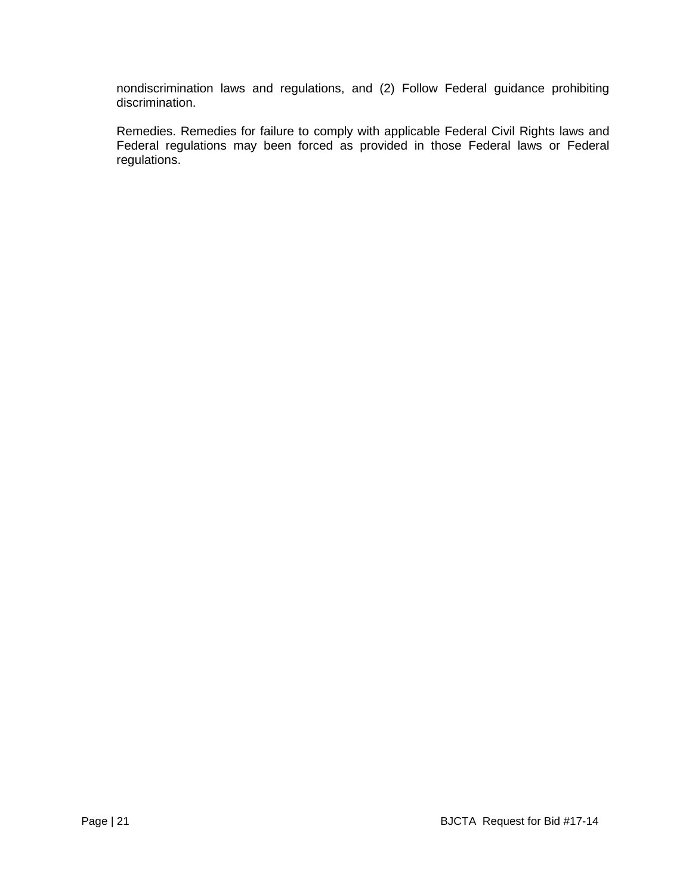nondiscrimination laws and regulations, and (2) Follow Federal guidance prohibiting discrimination.

Remedies. Remedies for failure to comply with applicable Federal Civil Rights laws and Federal regulations may been forced as provided in those Federal laws or Federal regulations.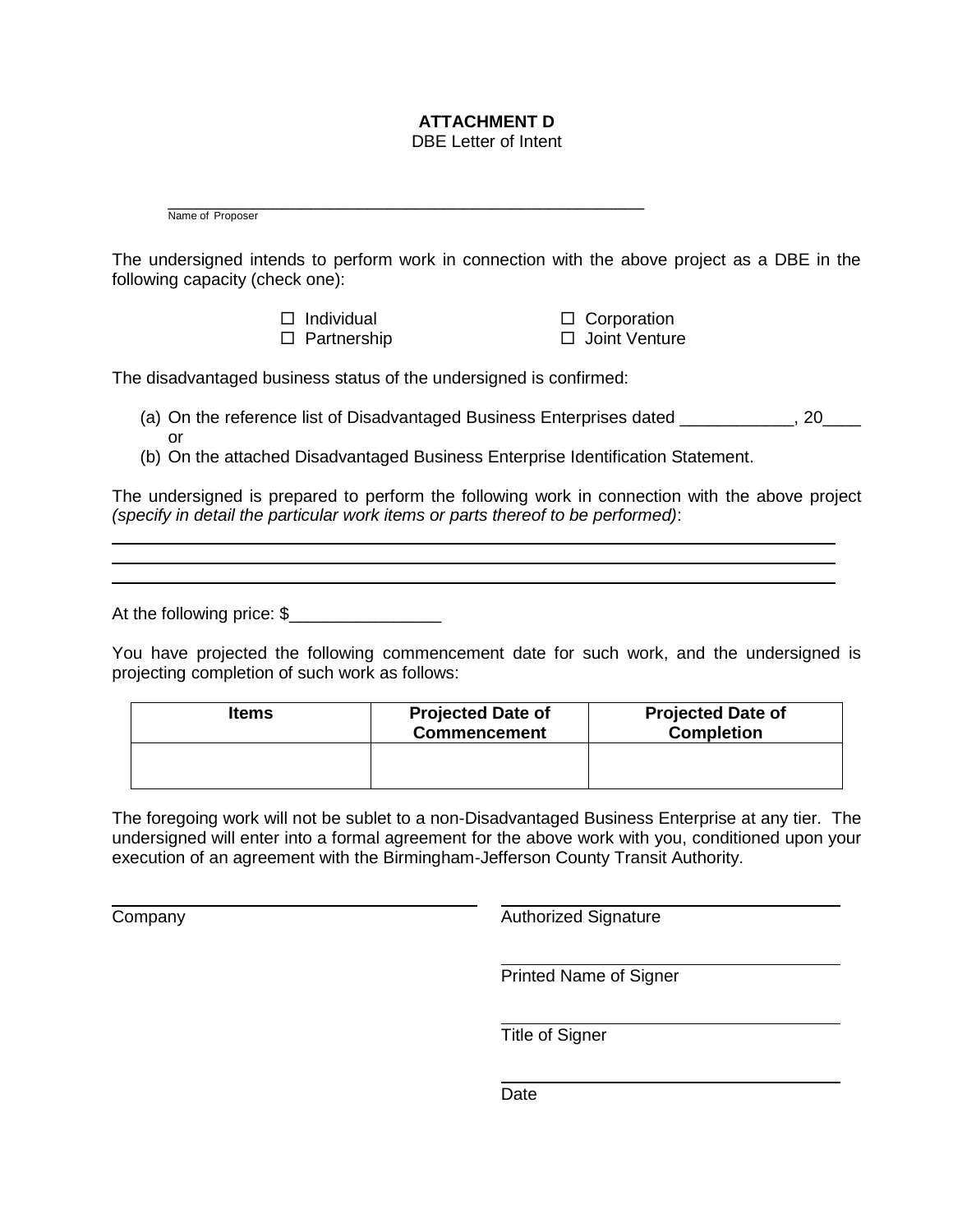**ATTACHMENT D**

DBE Letter of Intent

_____________________________________________________

Name of Proposer

The undersigned intends to perform work in connection with the above project as a DBE in the following capacity (check one):

☐ Individual ☐ Corporation
☐ Partnership ☐ Joint Venture

The disadvantaged business status of the undersigned is confirmed:

(a) On the reference list of Disadvantaged Business Enterprises dated ____________, 20____ or
(b) On the attached Disadvantaged Business Enterprise Identification Statement.

The undersigned is prepared to perform the following work in connection with the above project *(specify in detail the particular work items or parts thereof to be performed)*:

_____________________________________________________________________________

_____________________________________________________________________________

_____________________________________________________________________________

At the following price: $________________

You have projected the following commencement date for such work, and the undersigned is projecting completion of such work as follows:

| Items | Projected Date of Commencement | Projected Date of Completion |
|---|---|---|
| | | |

The foregoing work will not be sublet to a non-Disadvantaged Business Enterprise at any tier. The undersigned will enter into a formal agreement for the above work with you, conditioned upon your execution of an agreement with the Birmingham-Jefferson County Transit Authority.

_____________________________ _____________________________

Company Authorized Signature

_____________________________

Printed Name of Signer

_____________________________

Title of Signer

_____________________________

Date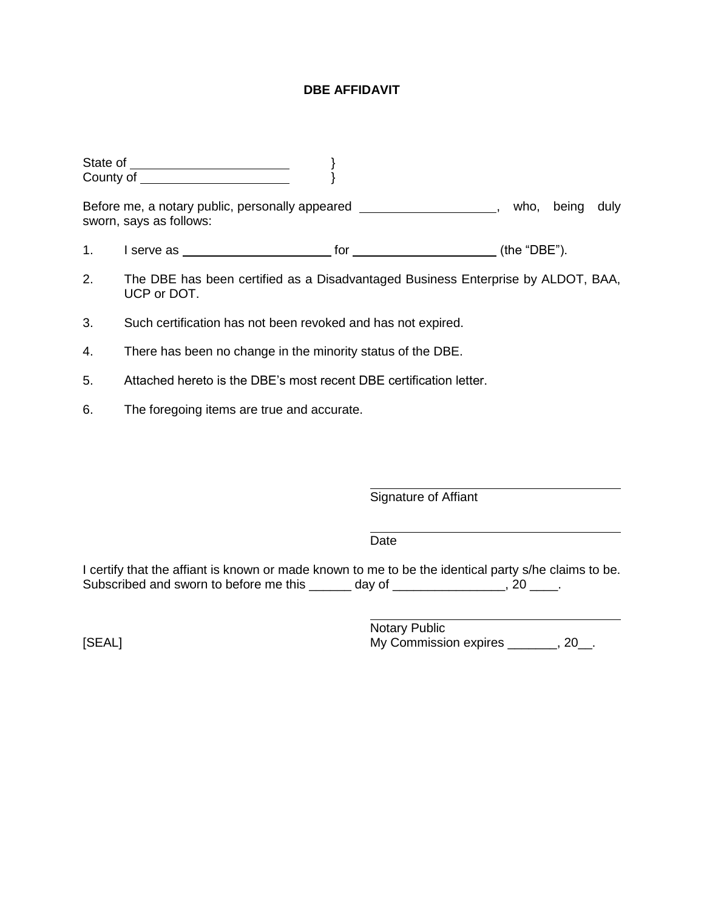# DBE AFFIDAVIT

State of \_\_\_\_\_\_\_\_\_\_\_\_\_\_\_\_\_\_\_\_\_\_ }
County of \_\_\_\_\_\_\_\_\_\_\_\_\_\_\_\_\_\_\_\_\_ }

Before me, a notary public, personally appeared \_\_\_\_\_\_\_\_\_\_\_\_\_\_\_\_\_\_\_\_, who, being duly sworn, says as follows:

1. I serve as \_\_\_\_\_\_\_\_\_\_\_\_\_\_\_\_\_\_\_\_\_\_ for \_\_\_\_\_\_\_\_\_\_\_\_\_\_\_\_\_\_\_\_\_\_ (the "DBE").

2. The DBE has been certified as a Disadvantaged Business Enterprise by ALDOT, BAA, UCP or DOT.

3. Such certification has not been revoked and has not expired.

4. There has been no change in the minority status of the DBE.

5. Attached hereto is the DBE's most recent DBE certification letter.

6. The foregoing items are true and accurate.

\_\_\_\_\_\_\_\_\_\_\_\_\_\_\_\_\_\_\_\_\_\_\_\_\_\_\_\_\_\_\_\_\_\_\_\_\_\_
Signature of Affiant

\_\_\_\_\_\_\_\_\_\_\_\_\_\_\_\_\_\_\_\_\_\_\_\_\_\_\_\_\_\_\_\_\_\_\_\_\_\_
Date

I certify that the affiant is known or made known to me to be the identical party s/he claims to be. Subscribed and sworn to before me this \_\_\_\_\_\_ day of \_\_\_\_\_\_\_\_\_\_\_\_\_\_\_\_, 20 \_\_\_\_.

\_\_\_\_\_\_\_\_\_\_\_\_\_\_\_\_\_\_\_\_\_\_\_\_\_\_\_\_\_\_\_\_\_\_\_\_\_\_
Notary Public
My Commission expires \_\_\_\_\_\_\_, 20\_\_.

[SEAL]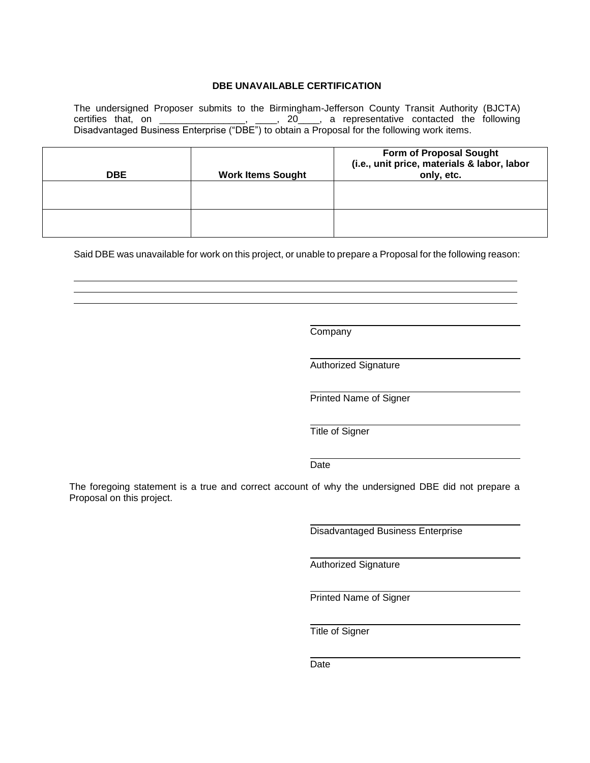**DBE UNAVAILABLE CERTIFICATION**

The undersigned Proposer submits to the Birmingham-Jefferson County Transit Authority (BJCTA) certifies that, on ________________, ____, 20____, a representative contacted the following Disadvantaged Business Enterprise ("DBE") to obtain a Proposal for the following work items.

| DBE | Work Items Sought | Form of Proposal Sought (i.e., unit price, materials & labor, labor only, etc. |
|---|---|---|
| | | |
| | | |

Said DBE was unavailable for work on this project, or unable to prepare a Proposal for the following reason:

______________________________________________________________________________

______________________________________________________________________________

______________________________________________________________________________

______________________________
Company

______________________________
Authorized Signature

______________________________
Printed Name of Signer

______________________________
Title of Signer

______________________________
Date

The foregoing statement is a true and correct account of why the undersigned DBE did not prepare a Proposal on this project.

______________________________
Disadvantaged Business Enterprise

______________________________
Authorized Signature

______________________________
Printed Name of Signer

______________________________
Title of Signer

______________________________
Date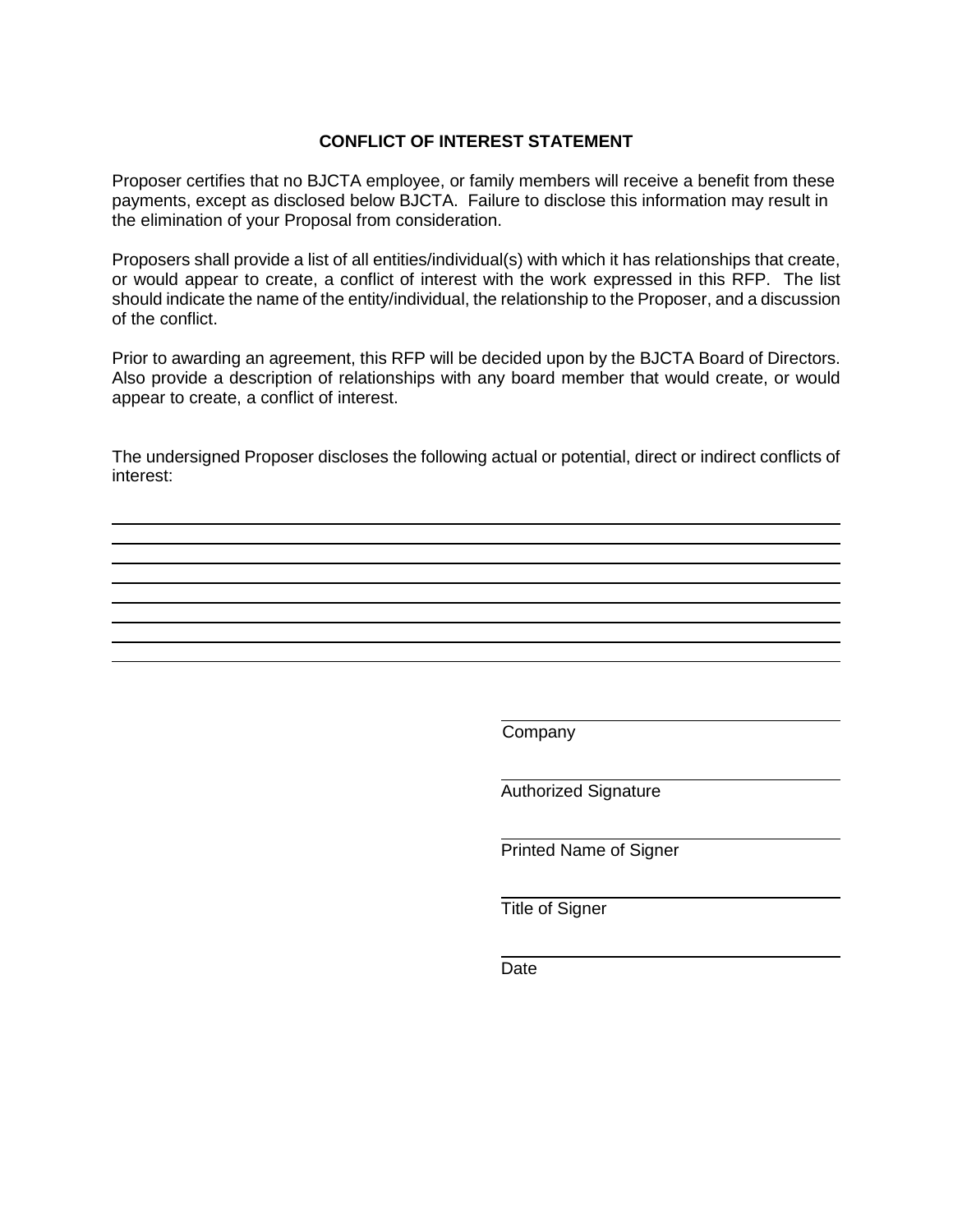## CONFLICT OF INTEREST STATEMENT

Proposer certifies that no BJCTA employee, or family members will receive a benefit from these payments, except as disclosed below BJCTA. Failure to disclose this information may result in the elimination of your Proposal from consideration.

Proposers shall provide a list of all entities/individual(s) with which it has relationships that create, or would appear to create, a conflict of interest with the work expressed in this RFP. The list should indicate the name of the entity/individual, the relationship to the Proposer, and a discussion of the conflict.

Prior to awarding an agreement, this RFP will be decided upon by the BJCTA Board of Directors. Also provide a description of relationships with any board member that would create, or would appear to create, a conflict of interest.

The undersigned Proposer discloses the following actual or potential, direct or indirect conflicts of interest:

______________________________________________________________________________

______________________________________________________________________________

______________________________________________________________________________

______________________________________________________________________________

______________________________________________________________________________

______________________________________________________________________________

______________________________________________________________________________

______________________________________________________________________________

______________________________
Company

______________________________
Authorized Signature

______________________________
Printed Name of Signer

______________________________
Title of Signer

______________________________
Date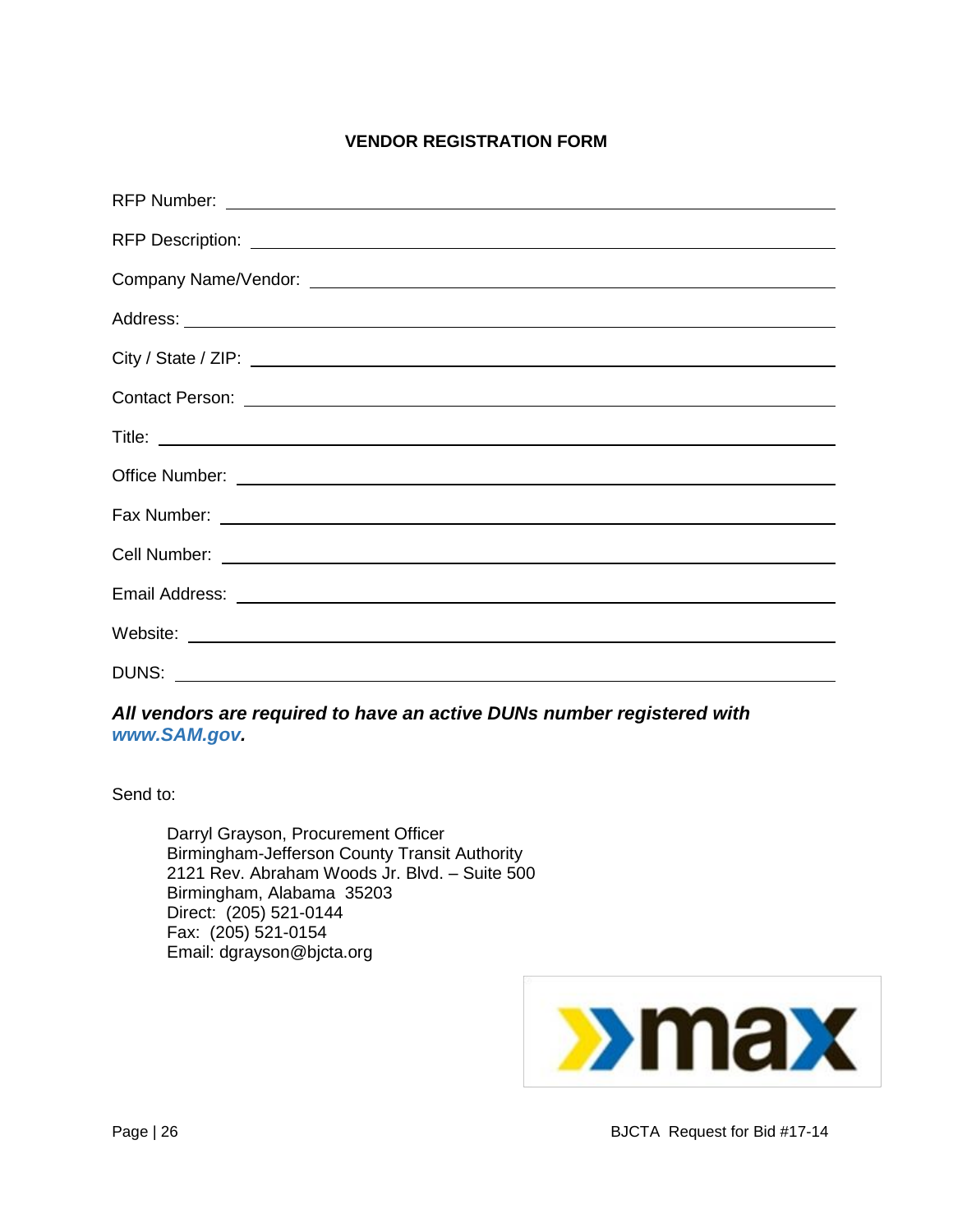## VENDOR REGISTRATION FORM

RFP Number: ______________________________________________

RFP Description: ______________________________________________

Company Name/Vendor: ______________________________________________

Address: ______________________________________________

City / State / ZIP: ______________________________________________

Contact Person: ______________________________________________

Title: ______________________________________________

Office Number: ______________________________________________

Fax Number: ______________________________________________

Cell Number: ______________________________________________

Email Address: ______________________________________________

Website: ______________________________________________

DUNS: ______________________________________________

***All vendors are required to have an active DUNs number registered with www.SAM.gov.***

Send to:

Darryl Grayson, Procurement Officer
Birmingham-Jefferson County Transit Authority
2121 Rev. Abraham Woods Jr. Blvd. – Suite 500
Birmingham, Alabama 35203
Direct: (205) 521-0144
Fax: (205) 521-0154
Email: dgrayson@bjcta.org

max